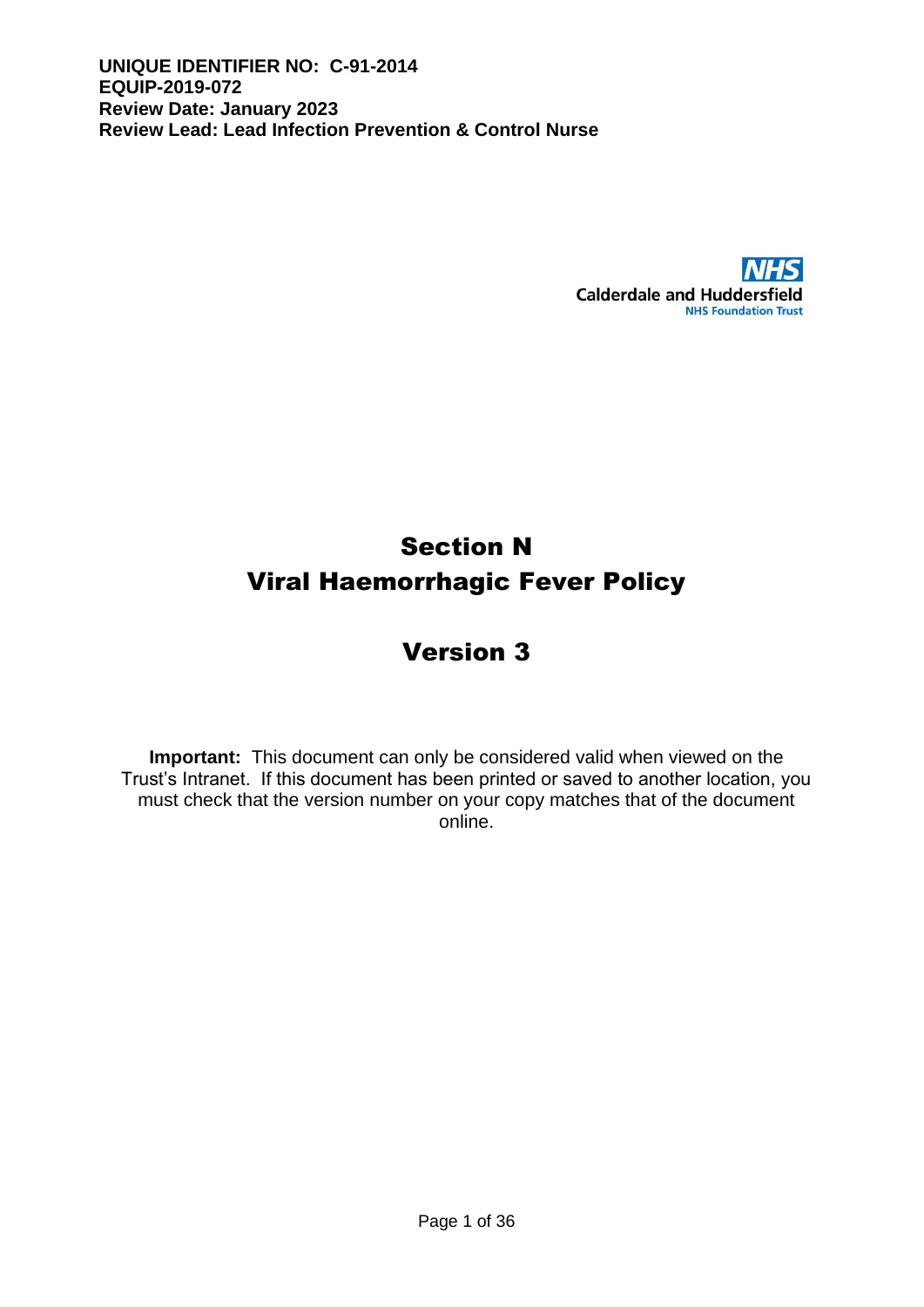**UNIQUE IDENTIFIER NO: C-91-2014**
**EQUIP-2019-072**
**Review Date: January 2023**
**Review Lead: Lead Infection Prevention & Control Nurse**

NHS
Calderdale and Huddersfield
NHS Foundation Trust

# Section N
# Viral Haemorrhagic Fever Policy

## Version 3

**Important:** This document can only be considered valid when viewed on the Trust's Intranet. If this document has been printed or saved to another location, you must check that the version number on your copy matches that of the document online.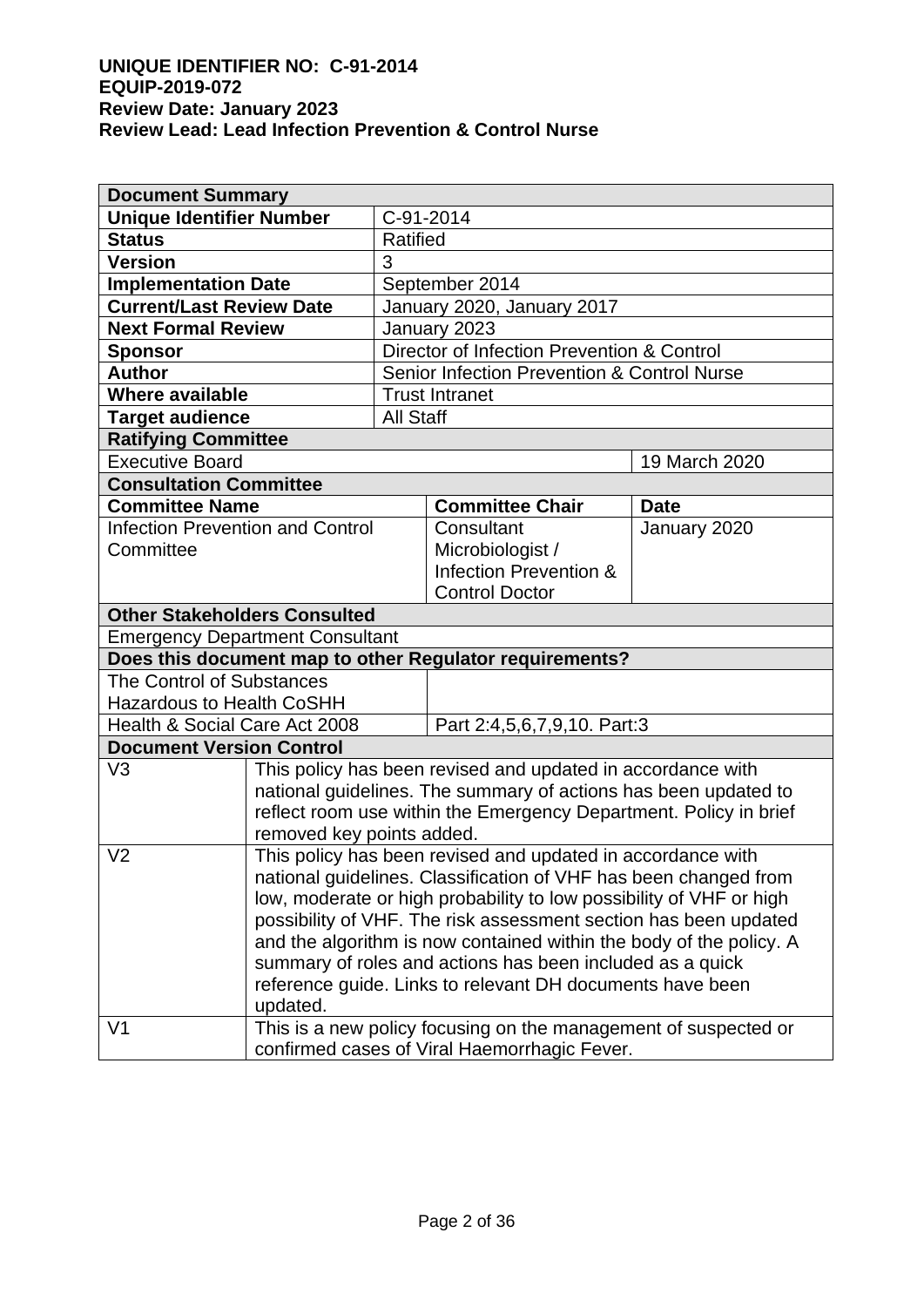**UNIQUE IDENTIFIER NO: C-91-2014**
**EQUIP-2019-072**
**Review Date: January 2023**
**Review Lead: Lead Infection Prevention & Control Nurse**

| **Document Summary** | | | |
|---|---|---|---|
| **Unique Identifier Number** | C-91-2014 | | |
| **Status** | Ratified | | |
| **Version** | 3 | | |
| **Implementation Date** | September 2014 | | |
| **Current/Last Review Date** | January 2020, January 2017 | | |
| **Next Formal Review** | January 2023 | | |
| **Sponsor** | Director of Infection Prevention & Control | | |
| **Author** | Senior Infection Prevention & Control Nurse | | |
| **Where available** | Trust Intranet | | |
| **Target audience** | All Staff | | |
| **Ratifying Committee** | | | |
| Executive Board | | | 19 March 2020 |
| **Consultation Committee** | | | |
| **Committee Name** | | **Committee Chair** | **Date** |
| Infection Prevention and Control Committee | | Consultant Microbiologist / Infection Prevention & Control Doctor | January 2020 |
| **Other Stakeholders Consulted** | | | |
| Emergency Department Consultant | | | |
| **Does this document map to other Regulator requirements?** | | | |
| The Control of Substances Hazardous to Health CoSHH | | | |
| Health & Social Care Act 2008 | | Part 2:4,5,6,7,9,10. Part:3 | |
| **Document Version Control** | | | |
| V3 | This policy has been revised and updated in accordance with national guidelines. The summary of actions has been updated to reflect room use within the Emergency Department. Policy in brief removed key points added. | | |
| V2 | This policy has been revised and updated in accordance with national guidelines. Classification of VHF has been changed from low, moderate or high probability to low possibility of VHF or high possibility of VHF. The risk assessment section has been updated and the algorithm is now contained within the body of the policy. A summary of roles and actions has been included as a quick reference guide. Links to relevant DH documents have been updated. | | |
| V1 | This is a new policy focusing on the management of suspected or confirmed cases of Viral Haemorrhagic Fever. | | |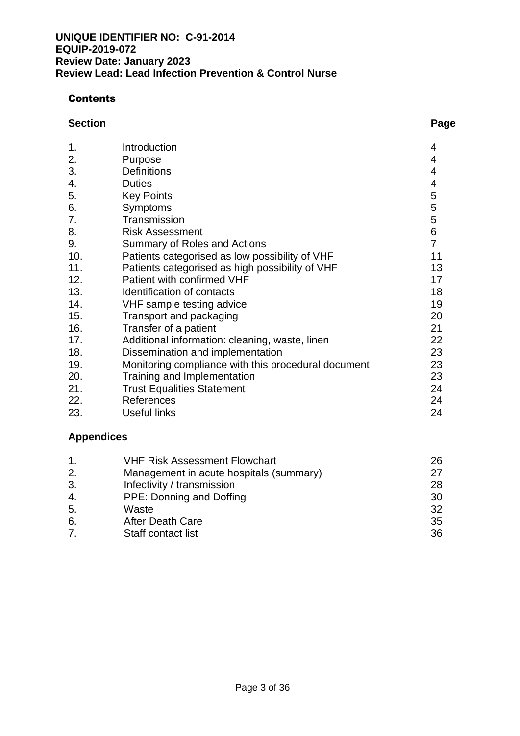**UNIQUE IDENTIFIER NO: C-91-2014**
**EQUIP-2019-072**
**Review Date: January 2023**
**Review Lead: Lead Infection Prevention & Control Nurse**

## Contents

| Section | | Page |
|---|---|---|
| 1. | Introduction | 4 |
| 2. | Purpose | 4 |
| 3. | Definitions | 4 |
| 4. | Duties | 4 |
| 5. | Key Points | 5 |
| 6. | Symptoms | 5 |
| 7. | Transmission | 5 |
| 8. | Risk Assessment | 6 |
| 9. | Summary of Roles and Actions | 7 |
| 10. | Patients categorised as low possibility of VHF | 11 |
| 11. | Patients categorised as high possibility of VHF | 13 |
| 12. | Patient with confirmed VHF | 17 |
| 13. | Identification of contacts | 18 |
| 14. | VHF sample testing advice | 19 |
| 15. | Transport and packaging | 20 |
| 16. | Transfer of a patient | 21 |
| 17. | Additional information: cleaning, waste, linen | 22 |
| 18. | Dissemination and implementation | 23 |
| 19. | Monitoring compliance with this procedural document | 23 |
| 20. | Training and Implementation | 23 |
| 21. | Trust Equalities Statement | 24 |
| 22. | References | 24 |
| 23. | Useful links | 24 |

### Appendices

| | | |
|---|---|---|
| 1. | VHF Risk Assessment Flowchart | 26 |
| 2. | Management in acute hospitals (summary) | 27 |
| 3. | Infectivity / transmission | 28 |
| 4. | PPE: Donning and Doffing | 30 |
| 5. | Waste | 32 |
| 6. | After Death Care | 35 |
| 7. | Staff contact list | 36 |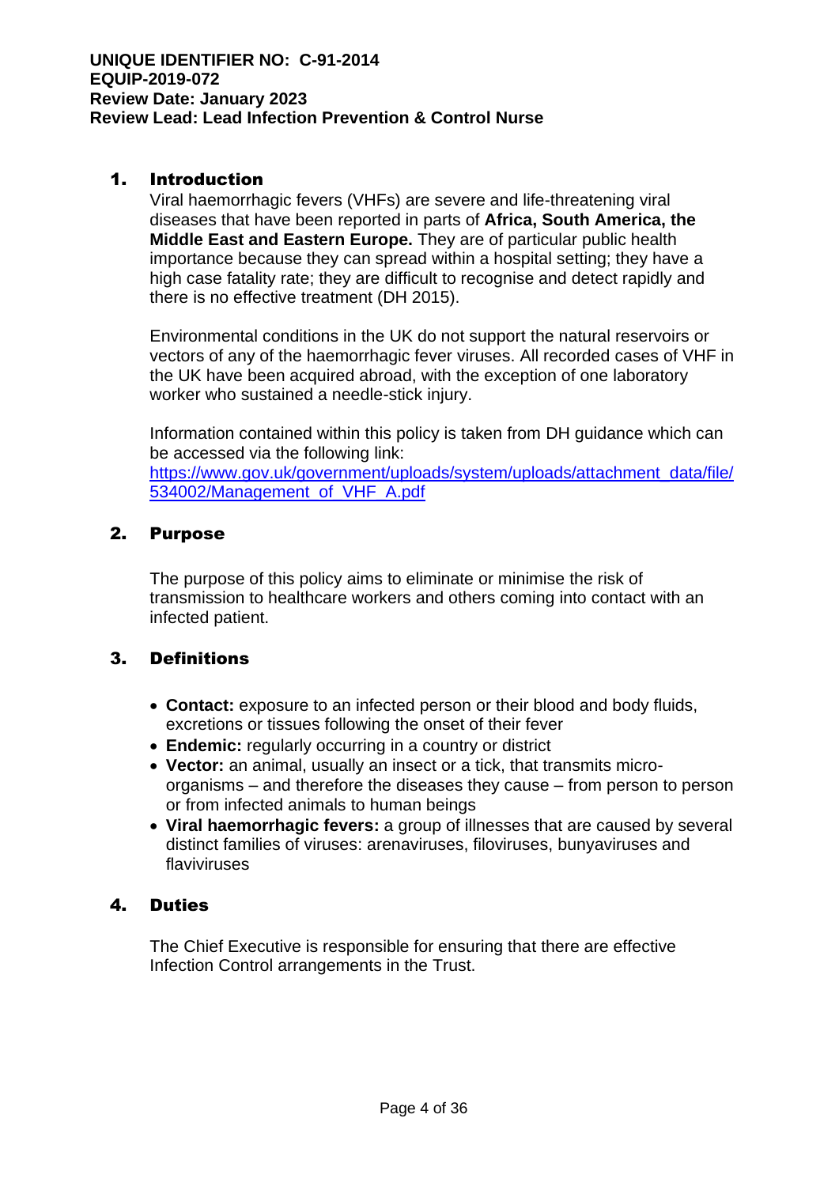## 1. Introduction

Viral haemorrhagic fevers (VHFs) are severe and life-threatening viral diseases that have been reported in parts of **Africa, South America, the Middle East and Eastern Europe.** They are of particular public health importance because they can spread within a hospital setting; they have a high case fatality rate; they are difficult to recognise and detect rapidly and there is no effective treatment (DH 2015).

Environmental conditions in the UK do not support the natural reservoirs or vectors of any of the haemorrhagic fever viruses. All recorded cases of VHF in the UK have been acquired abroad, with the exception of one laboratory worker who sustained a needle-stick injury.

Information contained within this policy is taken from DH guidance which can be accessed via the following link:
[https://www.gov.uk/government/uploads/system/uploads/attachment_data/file/534002/Management_of_VHF_A.pdf](https://www.gov.uk/government/uploads/system/uploads/attachment_data/file/534002/Management_of_VHF_A.pdf)

## 2. Purpose

The purpose of this policy aims to eliminate or minimise the risk of transmission to healthcare workers and others coming into contact with an infected patient.

## 3. Definitions

- **Contact:** exposure to an infected person or their blood and body fluids, excretions or tissues following the onset of their fever
- **Endemic:** regularly occurring in a country or district
- **Vector:** an animal, usually an insect or a tick, that transmits micro-organisms – and therefore the diseases they cause – from person to person or from infected animals to human beings
- **Viral haemorrhagic fevers:** a group of illnesses that are caused by several distinct families of viruses: arenaviruses, filoviruses, bunyaviruses and flaviviruses

## 4. Duties

The Chief Executive is responsible for ensuring that there are effective Infection Control arrangements in the Trust.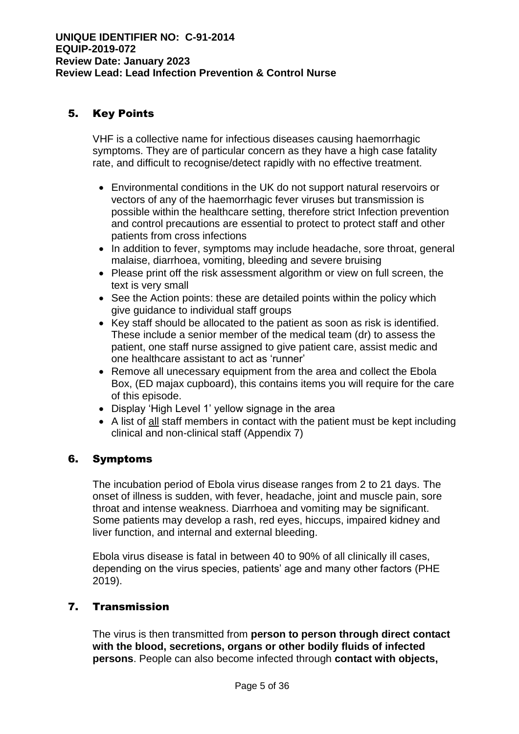## 5. Key Points

VHF is a collective name for infectious diseases causing haemorrhagic symptoms. They are of particular concern as they have a high case fatality rate, and difficult to recognise/detect rapidly with no effective treatment.

- Environmental conditions in the UK do not support natural reservoirs or vectors of any of the haemorrhagic fever viruses but transmission is possible within the healthcare setting, therefore strict Infection prevention and control precautions are essential to protect to protect staff and other patients from cross infections
- In addition to fever, symptoms may include headache, sore throat, general malaise, diarrhoea, vomiting, bleeding and severe bruising
- Please print off the risk assessment algorithm or view on full screen, the text is very small
- See the Action points: these are detailed points within the policy which give guidance to individual staff groups
- Key staff should be allocated to the patient as soon as risk is identified. These include a senior member of the medical team (dr) to assess the patient, one staff nurse assigned to give patient care, assist medic and one healthcare assistant to act as 'runner'
- Remove all unecessary equipment from the area and collect the Ebola Box, (ED majax cupboard), this contains items you will require for the care of this episode.
- Display 'High Level 1' yellow signage in the area
- A list of <u>all</u> staff members in contact with the patient must be kept including clinical and non-clinical staff (Appendix 7)

## 6. Symptoms

The incubation period of Ebola virus disease ranges from 2 to 21 days. The onset of illness is sudden, with fever, headache, joint and muscle pain, sore throat and intense weakness. Diarrhoea and vomiting may be significant. Some patients may develop a rash, red eyes, hiccups, impaired kidney and liver function, and internal and external bleeding.

Ebola virus disease is fatal in between 40 to 90% of all clinically ill cases, depending on the virus species, patients' age and many other factors (PHE 2019).

## 7. Transmission

The virus is then transmitted from **person to person through direct contact with the blood, secretions, organs or other bodily fluids of infected persons**. People can also become infected through **contact with objects,**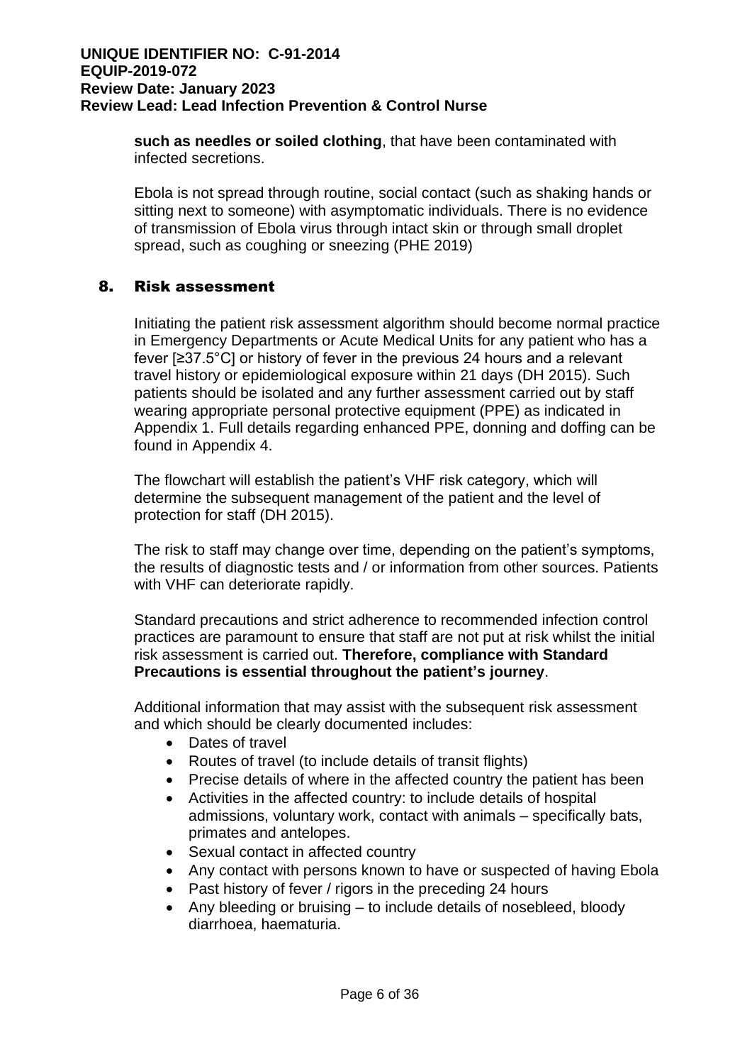**such as needles or soiled clothing**, that have been contaminated with infected secretions.

Ebola is not spread through routine, social contact (such as shaking hands or sitting next to someone) with asymptomatic individuals. There is no evidence of transmission of Ebola virus through intact skin or through small droplet spread, such as coughing or sneezing (PHE 2019)

## 8. Risk assessment

Initiating the patient risk assessment algorithm should become normal practice in Emergency Departments or Acute Medical Units for any patient who has a fever [≥37.5°C] or history of fever in the previous 24 hours and a relevant travel history or epidemiological exposure within 21 days (DH 2015). Such patients should be isolated and any further assessment carried out by staff wearing appropriate personal protective equipment (PPE) as indicated in Appendix 1. Full details regarding enhanced PPE, donning and doffing can be found in Appendix 4.

The flowchart will establish the patient's VHF risk category, which will determine the subsequent management of the patient and the level of protection for staff (DH 2015).

The risk to staff may change over time, depending on the patient's symptoms, the results of diagnostic tests and / or information from other sources. Patients with VHF can deteriorate rapidly.

Standard precautions and strict adherence to recommended infection control practices are paramount to ensure that staff are not put at risk whilst the initial risk assessment is carried out. **Therefore, compliance with Standard Precautions is essential throughout the patient's journey**.

Additional information that may assist with the subsequent risk assessment and which should be clearly documented includes:

- Dates of travel
- Routes of travel (to include details of transit flights)
- Precise details of where in the affected country the patient has been
- Activities in the affected country: to include details of hospital admissions, voluntary work, contact with animals – specifically bats, primates and antelopes.
- Sexual contact in affected country
- Any contact with persons known to have or suspected of having Ebola
- Past history of fever / rigors in the preceding 24 hours
- Any bleeding or bruising – to include details of nosebleed, bloody diarrhoea, haematuria.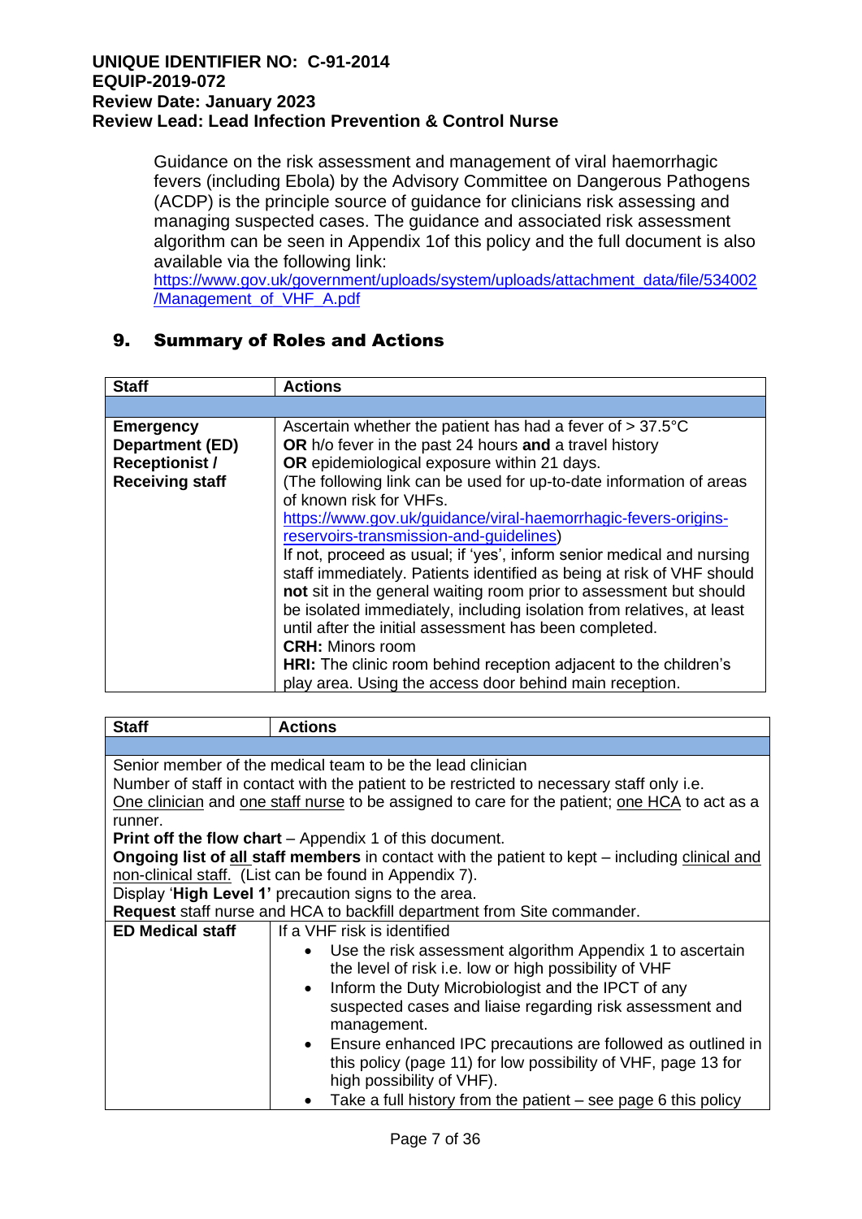Guidance on the risk assessment and management of viral haemorrhagic fevers (including Ebola) by the Advisory Committee on Dangerous Pathogens (ACDP) is the principle source of guidance for clinicians risk assessing and managing suspected cases. The guidance and associated risk assessment algorithm can be seen in Appendix 1of this policy and the full document is also available via the following link:
https://www.gov.uk/government/uploads/system/uploads/attachment_data/file/534002/Management_of_VHF_A.pdf

## 9. Summary of Roles and Actions

| Staff | Actions |
|---|---|
| | |
| **Emergency Department (ED) Receptionist / Receiving staff** | Ascertain whether the patient has had a fever of > 37.5°C **OR** h/o fever in the past 24 hours **and** a travel history **OR** epidemiological exposure within 21 days. (The following link can be used for up-to-date information of areas of known risk for VHFs. https://www.gov.uk/guidance/viral-haemorrhagic-fevers-origins-reservoirs-transmission-and-guidelines) If not, proceed as usual; if 'yes', inform senior medical and nursing staff immediately. Patients identified as being at risk of VHF should **not** sit in the general waiting room prior to assessment but should be isolated immediately, including isolation from relatives, at least until after the initial assessment has been completed. **CRH:** Minors room **HRI:** The clinic room behind reception adjacent to the children's play area. Using the access door behind main reception. |

| Staff | Actions |
|---|---|
| | |
| Senior member of the medical team to be the lead clinician. Number of staff in contact with the patient to be restricted to necessary staff only i.e. One clinician and one staff nurse to be assigned to care for the patient; one HCA to act as a runner. **Print off the flow chart** – Appendix 1 of this document. **Ongoing list of all staff members** in contact with the patient to kept – including clinical and non-clinical staff. (List can be found in Appendix 7). Display '**High Level 1'** precaution signs to the area. **Request** staff nurse and HCA to backfill department from Site commander. | |
| **ED Medical staff** | If a VHF risk is identified<br>• Use the risk assessment algorithm Appendix 1 to ascertain the level of risk i.e. low or high possibility of VHF<br>• Inform the Duty Microbiologist and the IPCT of any suspected cases and liaise regarding risk assessment and management.<br>• Ensure enhanced IPC precautions are followed as outlined in this policy (page 11) for low possibility of VHF, page 13 for high possibility of VHF).<br>• Take a full history from the patient – see page 6 this policy |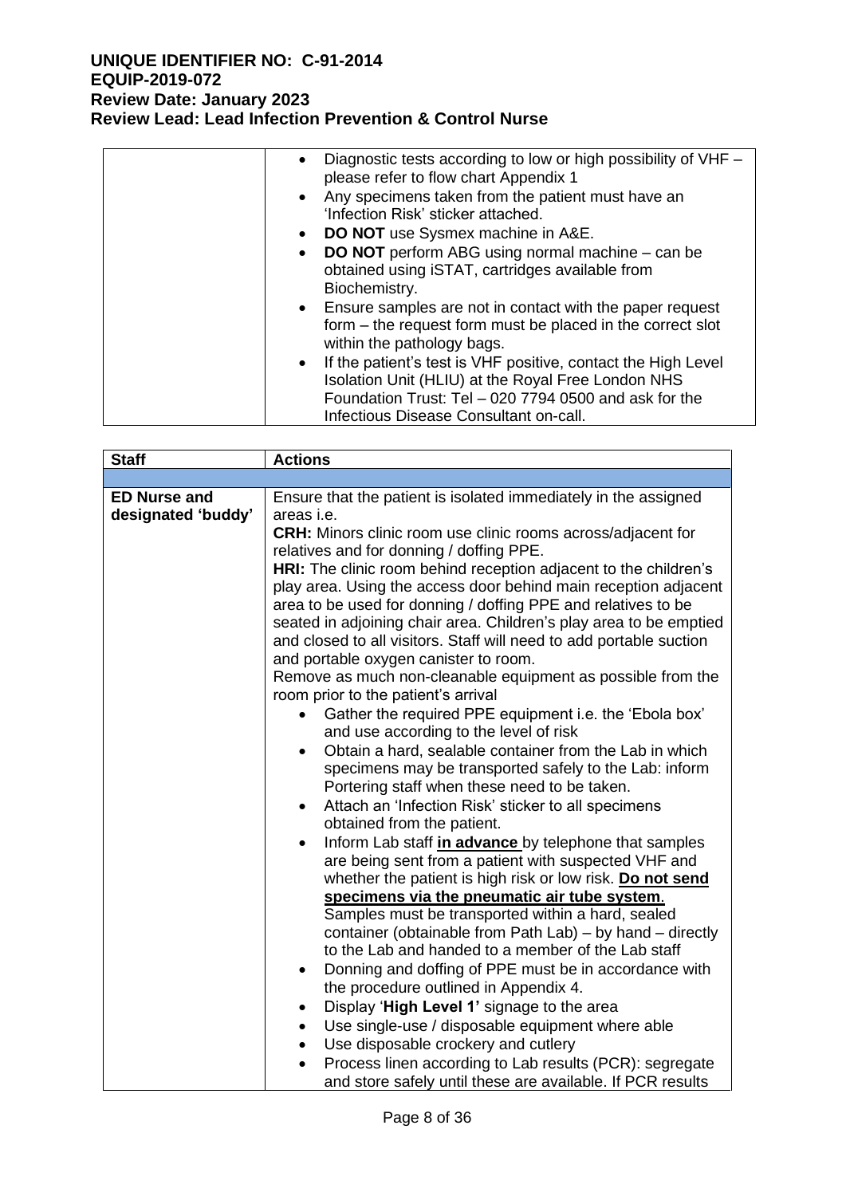| | |
|---|---|
| | • Diagnostic tests according to low or high possibility of VHF – please refer to flow chart Appendix 1<br>• Any specimens taken from the patient must have an 'Infection Risk' sticker attached.<br>• **DO NOT** use Sysmex machine in A&E.<br>• **DO NOT** perform ABG using normal machine – can be obtained using iSTAT, cartridges available from Biochemistry.<br>• Ensure samples are not in contact with the paper request form – the request form must be placed in the correct slot within the pathology bags.<br>• If the patient's test is VHF positive, contact the High Level Isolation Unit (HLIU) at the Royal Free London NHS Foundation Trust: Tel – 020 7794 0500 and ask for the Infectious Disease Consultant on-call. |

| Staff | Actions |
|---|---|
| | |
| **ED Nurse and designated 'buddy'** | Ensure that the patient is isolated immediately in the assigned areas i.e.<br>**CRH:** Minors clinic room use clinic rooms across/adjacent for relatives and for donning / doffing PPE.<br>**HRI:** The clinic room behind reception adjacent to the children's play area. Using the access door behind main reception adjacent area to be used for donning / doffing PPE and relatives to be seated in adjoining chair area. Children's play area to be emptied and closed to all visitors. Staff will need to add portable suction and portable oxygen canister to room.<br>Remove as much non-cleanable equipment as possible from the room prior to the patient's arrival<br>• Gather the required PPE equipment i.e. the 'Ebola box' and use according to the level of risk<br>• Obtain a hard, sealable container from the Lab in which specimens may be transported safely to the Lab: inform Portering staff when these need to be taken.<br>• Attach an 'Infection Risk' sticker to all specimens obtained from the patient.<br>• Inform Lab staff **in advance** by telephone that samples are being sent from a patient with suspected VHF and whether the patient is high risk or low risk. **Do not send specimens via the pneumatic air tube system**. Samples must be transported within a hard, sealed container (obtainable from Path Lab) – by hand – directly to the Lab and handed to a member of the Lab staff<br>• Donning and doffing of PPE must be in accordance with the procedure outlined in Appendix 4.<br>• Display '**High Level 1'** signage to the area<br>• Use single-use / disposable equipment where able<br>• Use disposable crockery and cutlery<br>• Process linen according to Lab results (PCR): segregate and store safely until these are available. If PCR results |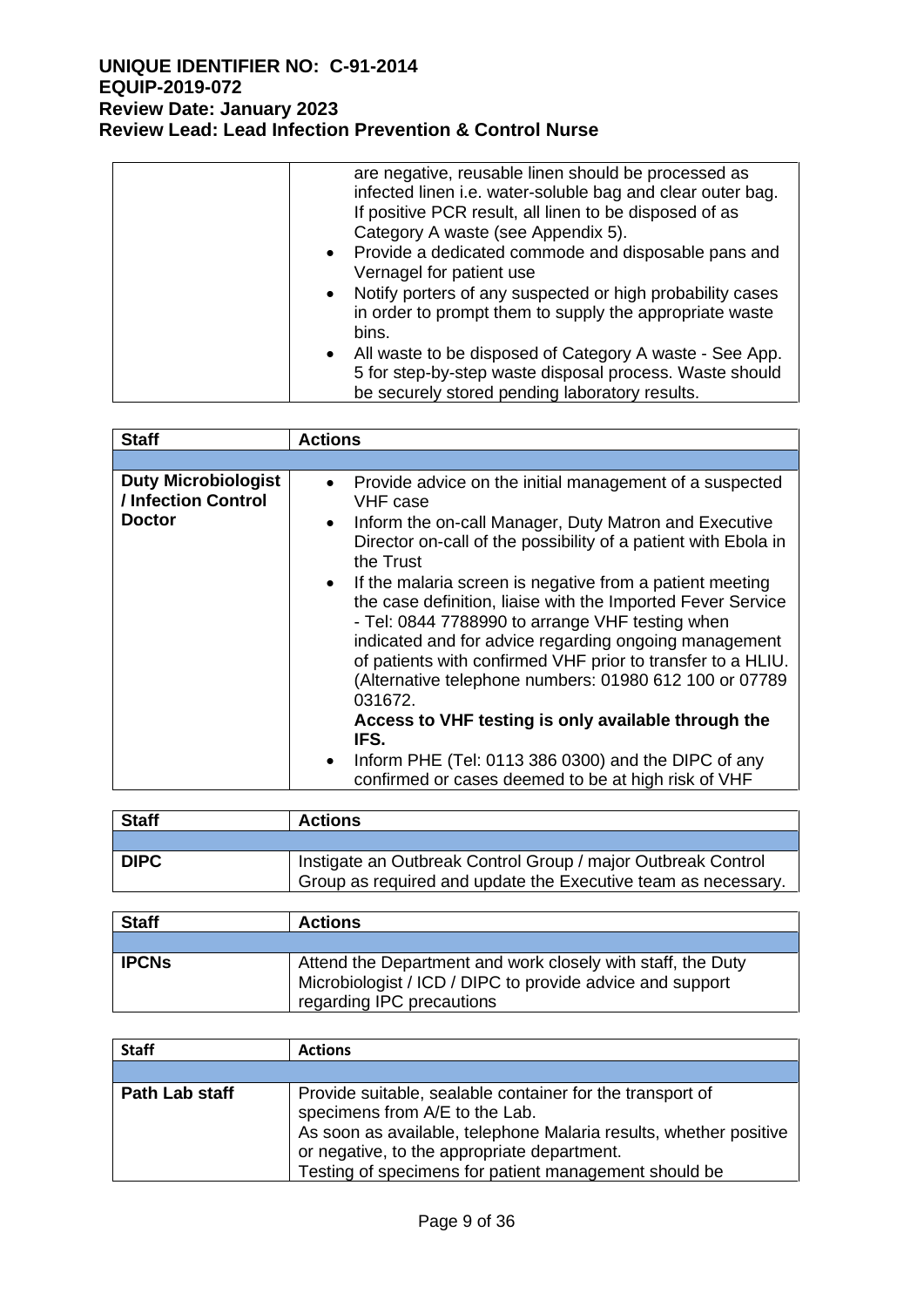| | |
|---|---|
| | are negative, reusable linen should be processed as infected linen i.e. water-soluble bag and clear outer bag. If positive PCR result, all linen to be disposed of as Category A waste (see Appendix 5).<br>• Provide a dedicated commode and disposable pans and Vernagel for patient use<br>• Notify porters of any suspected or high probability cases in order to prompt them to supply the appropriate waste bins.<br>• All waste to be disposed of Category A waste - See App. 5 for step-by-step waste disposal process. Waste should be securely stored pending laboratory results. |

| Staff | Actions |
|---|---|
| | |
| **Duty Microbiologist / Infection Control Doctor** | • Provide advice on the initial management of a suspected VHF case<br>• Inform the on-call Manager, Duty Matron and Executive Director on-call of the possibility of a patient with Ebola in the Trust<br>• If the malaria screen is negative from a patient meeting the case definition, liaise with the Imported Fever Service - Tel: 0844 7788990 to arrange VHF testing when indicated and for advice regarding ongoing management of patients with confirmed VHF prior to transfer to a HLIU. (Alternative telephone numbers: 01980 612 100 or 07789 031672.<br>**Access to VHF testing is only available through the IFS.**<br>• Inform PHE (Tel: 0113 386 0300) and the DIPC of any confirmed or cases deemed to be at high risk of VHF |

| Staff | Actions |
|---|---|
| | |
| **DIPC** | Instigate an Outbreak Control Group / major Outbreak Control Group as required and update the Executive team as necessary. |

| Staff | Actions |
|---|---|
| | |
| **IPCNs** | Attend the Department and work closely with staff, the Duty Microbiologist / ICD / DIPC to provide advice and support regarding IPC precautions |

| Staff | Actions |
|---|---|
| | |
| **Path Lab staff** | Provide suitable, sealable container for the transport of specimens from A/E to the Lab.<br>As soon as available, telephone Malaria results, whether positive or negative, to the appropriate department.<br>Testing of specimens for patient management should be |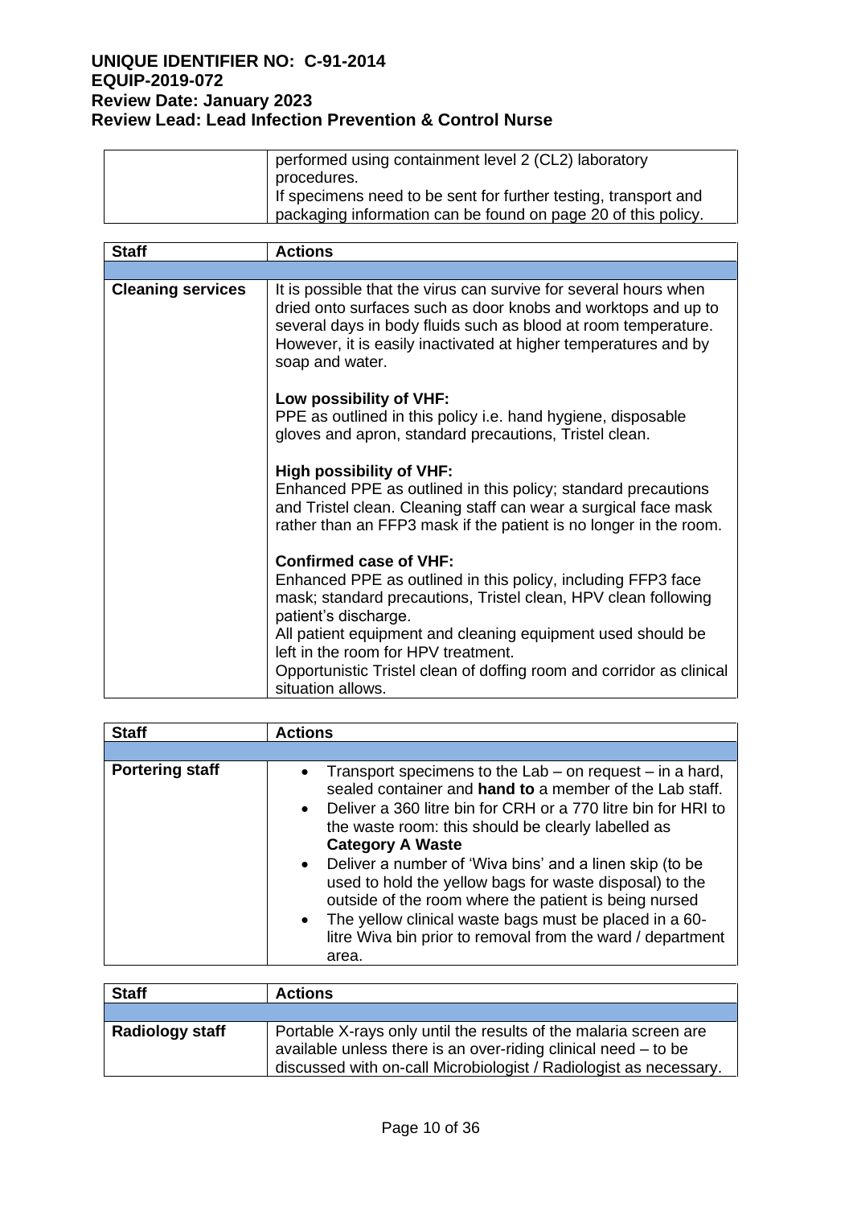|  | performed using containment level 2 (CL2) laboratory procedures.<br>If specimens need to be sent for further testing, transport and packaging information can be found on page 20 of this policy. |
|---|---|

| Staff | Actions |
|---|---|
|  |  |
| **Cleaning services** | It is possible that the virus can survive for several hours when dried onto surfaces such as door knobs and worktops and up to several days in body fluids such as blood at room temperature. However, it is easily inactivated at higher temperatures and by soap and water.<br><br>**Low possibility of VHF:**<br>PPE as outlined in this policy i.e. hand hygiene, disposable gloves and apron, standard precautions, Tristel clean.<br><br>**High possibility of VHF:**<br>Enhanced PPE as outlined in this policy; standard precautions and Tristel clean. Cleaning staff can wear a surgical face mask rather than an FFP3 mask if the patient is no longer in the room.<br><br>**Confirmed case of VHF:**<br>Enhanced PPE as outlined in this policy, including FFP3 face mask; standard precautions, Tristel clean, HPV clean following patient's discharge.<br>All patient equipment and cleaning equipment used should be left in the room for HPV treatment.<br>Opportunistic Tristel clean of doffing room and corridor as clinical situation allows. |

| Staff | Actions |
|---|---|
|  |  |
| **Portering staff** | • Transport specimens to the Lab – on request – in a hard, sealed container and **hand to** a member of the Lab staff.<br>• Deliver a 360 litre bin for CRH or a 770 litre bin for HRI to the waste room: this should be clearly labelled as **Category A Waste**<br>• Deliver a number of 'Wiva bins' and a linen skip (to be used to hold the yellow bags for waste disposal) to the outside of the room where the patient is being nursed<br>• The yellow clinical waste bags must be placed in a 60-litre Wiva bin prior to removal from the ward / department area. |

| Staff | Actions |
|---|---|
|  |  |
| **Radiology staff** | Portable X-rays only until the results of the malaria screen are available unless there is an over-riding clinical need – to be discussed with on-call Microbiologist / Radiologist as necessary. |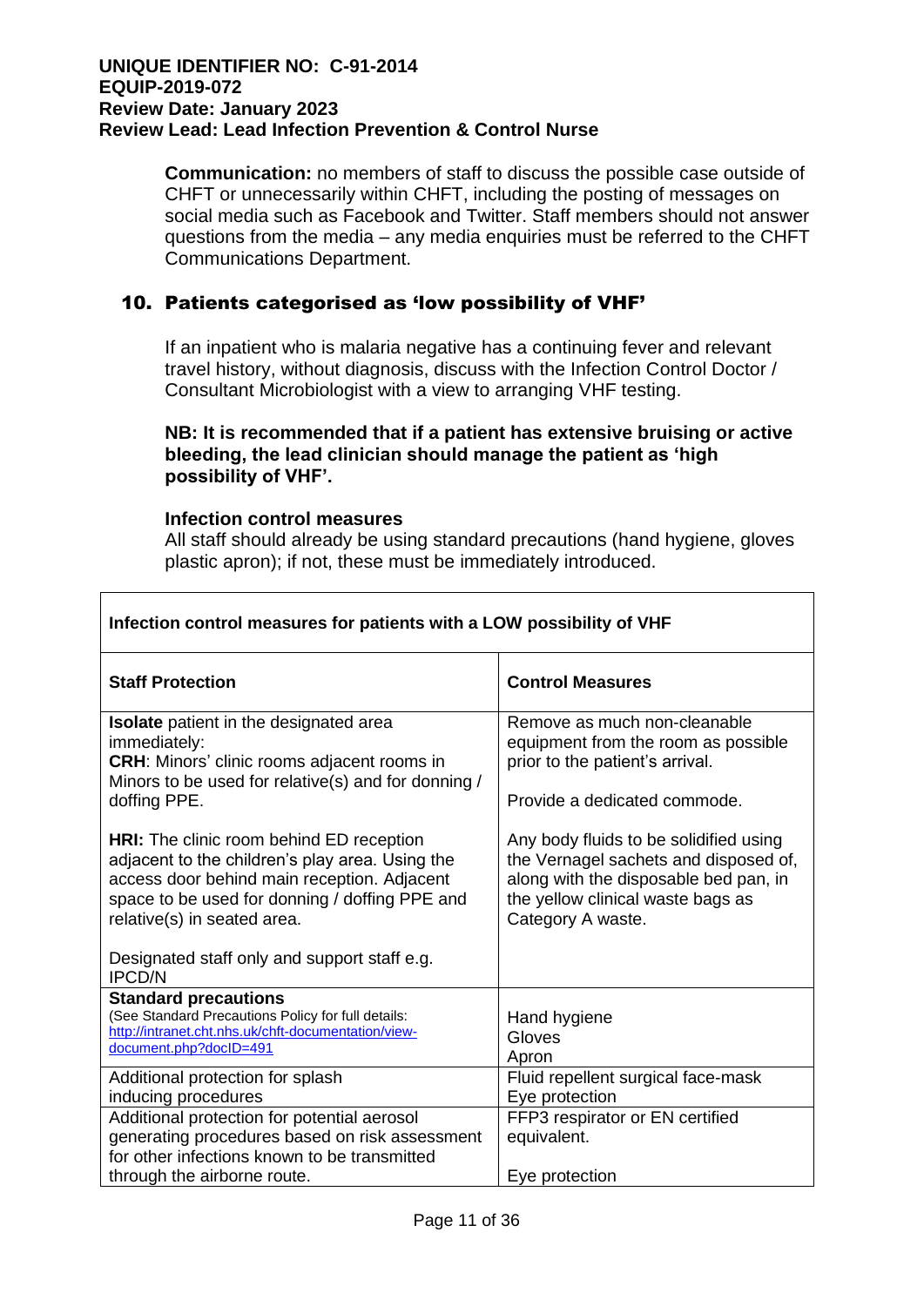**Communication:** no members of staff to discuss the possible case outside of CHFT or unnecessarily within CHFT, including the posting of messages on social media such as Facebook and Twitter. Staff members should not answer questions from the media – any media enquiries must be referred to the CHFT Communications Department.

## 10. Patients categorised as 'low possibility of VHF'

If an inpatient who is malaria negative has a continuing fever and relevant travel history, without diagnosis, discuss with the Infection Control Doctor / Consultant Microbiologist with a view to arranging VHF testing.

**NB: It is recommended that if a patient has extensive bruising or active bleeding, the lead clinician should manage the patient as 'high possibility of VHF'.**

**Infection control measures**

All staff should already be using standard precautions (hand hygiene, gloves plastic apron); if not, these must be immediately introduced.

| **Infection control measures for patients with a LOW possibility of VHF** | |
|---|---|
| **Staff Protection** | **Control Measures** |
| **Isolate** patient in the designated area immediately:<br>**CRH**: Minors' clinic rooms adjacent rooms in Minors to be used for relative(s) and for donning / doffing PPE.<br><br>**HRI:** The clinic room behind ED reception adjacent to the children's play area. Using the access door behind main reception. Adjacent space to be used for donning / doffing PPE and relative(s) in seated area.<br><br>Designated staff only and support staff e.g. IPCD/N | Remove as much non-cleanable equipment from the room as possible prior to the patient's arrival.<br><br>Provide a dedicated commode.<br><br>Any body fluids to be solidified using the Vernagel sachets and disposed of, along with the disposable bed pan, in the yellow clinical waste bags as Category A waste. |
| **Standard precautions**<br>(See Standard Precautions Policy for full details: http://intranet.cht.nhs.uk/chft-documentation/view-document.php?docID=491 | Hand hygiene<br>Gloves<br>Apron |
| Additional protection for splash inducing procedures | Fluid repellent surgical face-mask<br>Eye protection |
| Additional protection for potential aerosol generating procedures based on risk assessment for other infections known to be transmitted through the airborne route. | FFP3 respirator or EN certified equivalent.<br><br>Eye protection |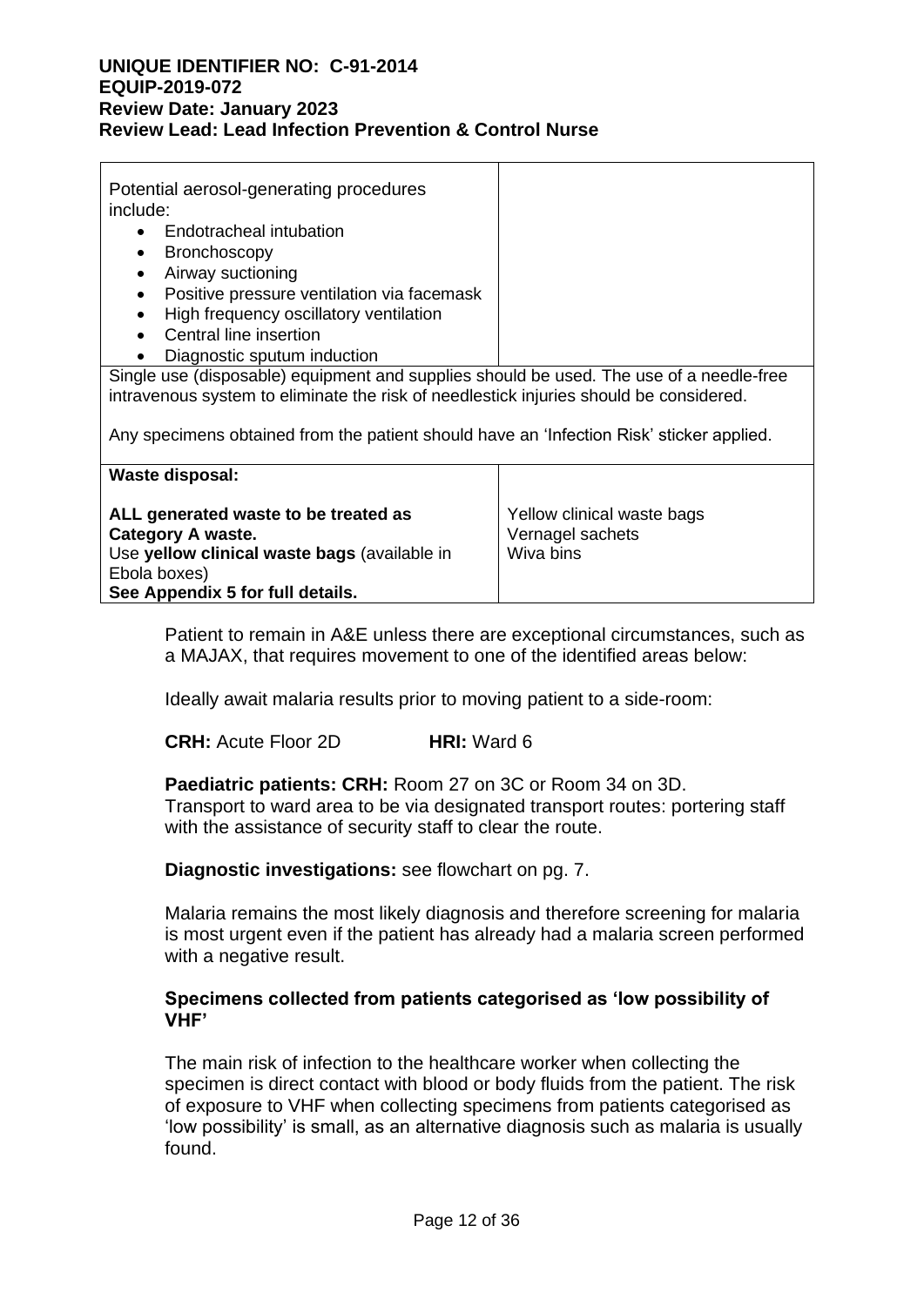| | |
|---|---|
| Potential aerosol-generating procedures include:<br>• Endotracheal intubation<br>• Bronchoscopy<br>• Airway suctioning<br>• Positive pressure ventilation via facemask<br>• High frequency oscillatory ventilation<br>• Central line insertion<br>• Diagnostic sputum induction | |
| Single use (disposable) equipment and supplies should be used. The use of a needle-free intravenous system to eliminate the risk of needlestick injuries should be considered.<br><br>Any specimens obtained from the patient should have an 'Infection Risk' sticker applied. | |
| **Waste disposal:**<br><br>**ALL generated waste to be treated as Category A waste.**<br>Use **yellow clinical waste bags** (available in Ebola boxes)<br>**See Appendix 5 for full details.** | Yellow clinical waste bags<br>Vernagel sachets<br>Wiva bins |

Patient to remain in A&E unless there are exceptional circumstances, such as a MAJAX, that requires movement to one of the identified areas below:

Ideally await malaria results prior to moving patient to a side-room:

**CRH:** Acute Floor 2D **HRI:** Ward 6

**Paediatric patients: CRH:** Room 27 on 3C or Room 34 on 3D.
Transport to ward area to be via designated transport routes: portering staff with the assistance of security staff to clear the route.

**Diagnostic investigations:** see flowchart on pg. 7.

Malaria remains the most likely diagnosis and therefore screening for malaria is most urgent even if the patient has already had a malaria screen performed with a negative result.

### Specimens collected from patients categorised as 'low possibility of VHF'

The main risk of infection to the healthcare worker when collecting the specimen is direct contact with blood or body fluids from the patient. The risk of exposure to VHF when collecting specimens from patients categorised as 'low possibility' is small, as an alternative diagnosis such as malaria is usually found.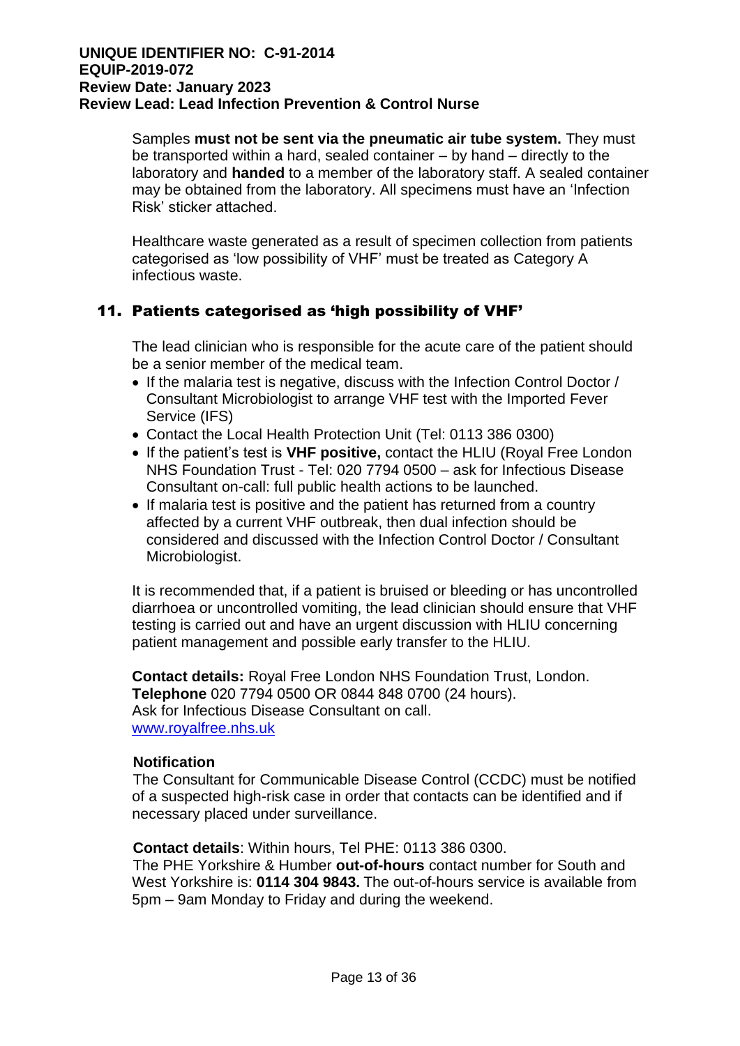Samples **must not be sent via the pneumatic air tube system.** They must be transported within a hard, sealed container – by hand – directly to the laboratory and **handed** to a member of the laboratory staff. A sealed container may be obtained from the laboratory. All specimens must have an 'Infection Risk' sticker attached.

Healthcare waste generated as a result of specimen collection from patients categorised as 'low possibility of VHF' must be treated as Category A infectious waste.

## 11. Patients categorised as 'high possibility of VHF'

The lead clinician who is responsible for the acute care of the patient should be a senior member of the medical team.

- If the malaria test is negative, discuss with the Infection Control Doctor / Consultant Microbiologist to arrange VHF test with the Imported Fever Service (IFS)
- Contact the Local Health Protection Unit (Tel: 0113 386 0300)
- If the patient's test is **VHF positive,** contact the HLIU (Royal Free London NHS Foundation Trust - Tel: 020 7794 0500 – ask for Infectious Disease Consultant on-call: full public health actions to be launched.
- If malaria test is positive and the patient has returned from a country affected by a current VHF outbreak, then dual infection should be considered and discussed with the Infection Control Doctor / Consultant Microbiologist.

It is recommended that, if a patient is bruised or bleeding or has uncontrolled diarrhoea or uncontrolled vomiting, the lead clinician should ensure that VHF testing is carried out and have an urgent discussion with HLIU concerning patient management and possible early transfer to the HLIU.

**Contact details:** Royal Free London NHS Foundation Trust, London.
**Telephone** 020 7794 0500 OR 0844 848 0700 (24 hours).
Ask for Infectious Disease Consultant on call.
[www.royalfree.nhs.uk](http://www.royalfree.nhs.uk)

**Notification**

The Consultant for Communicable Disease Control (CCDC) must be notified of a suspected high-risk case in order that contacts can be identified and if necessary placed under surveillance.

**Contact details**: Within hours, Tel PHE: 0113 386 0300.
The PHE Yorkshire & Humber **out-of-hours** contact number for South and West Yorkshire is: **0114 304 9843.** The out-of-hours service is available from 5pm – 9am Monday to Friday and during the weekend.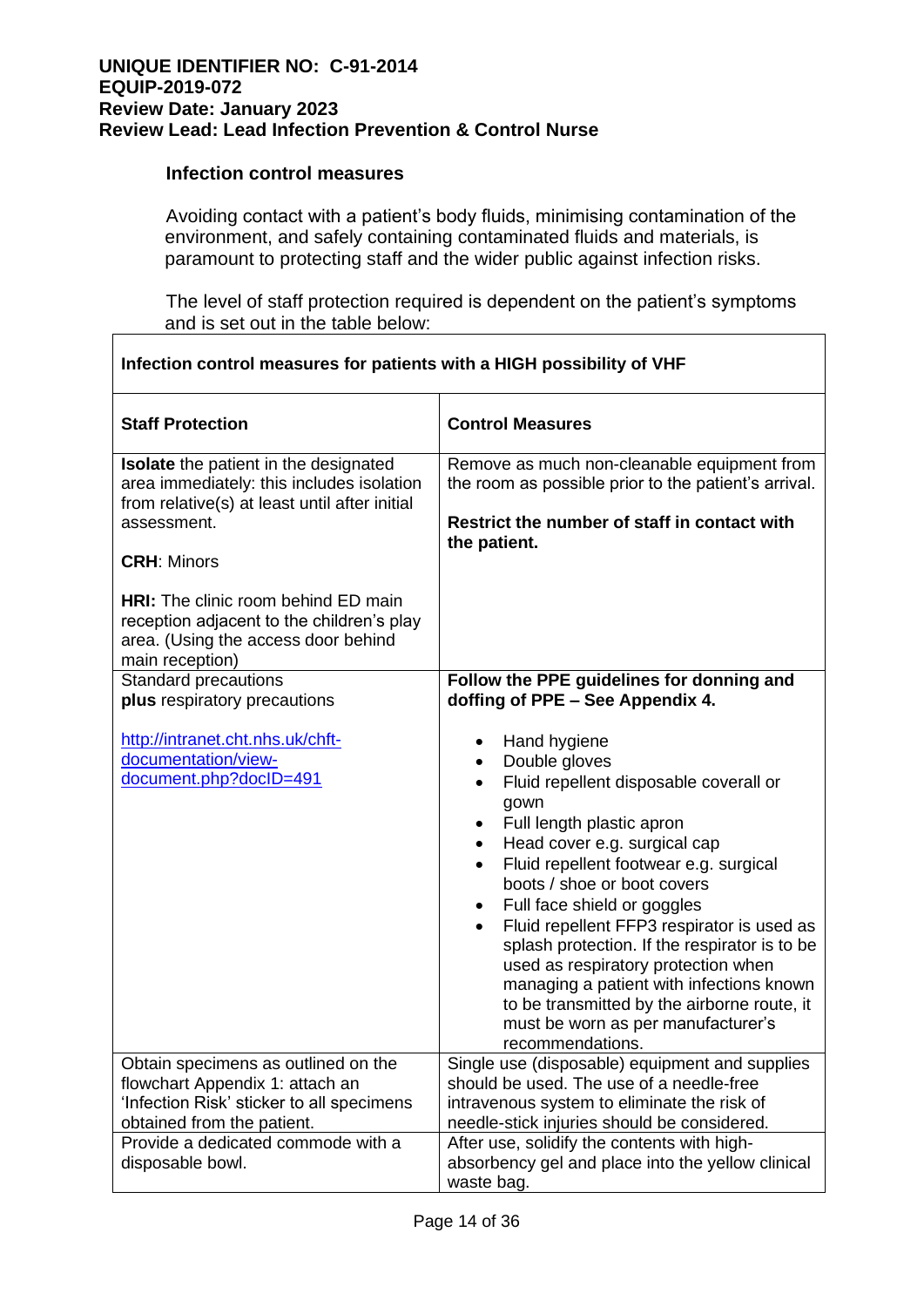### Infection control measures

Avoiding contact with a patient's body fluids, minimising contamination of the environment, and safely containing contaminated fluids and materials, is paramount to protecting staff and the wider public against infection risks.

The level of staff protection required is dependent on the patient's symptoms and is set out in the table below:

| **Infection control measures for patients with a HIGH possibility of VHF** | |
|---|---|
| **Staff Protection** | **Control Measures** |
| **Isolate** the patient in the designated area immediately: this includes isolation from relative(s) at least until after initial assessment.<br><br>**CRH**: Minors<br><br>**HRI:** The clinic room behind ED main reception adjacent to the children's play area. (Using the access door behind main reception) | Remove as much non-cleanable equipment from the room as possible prior to the patient's arrival.<br><br>**Restrict the number of staff in contact with the patient.** |
| Standard precautions **plus** respiratory precautions<br><br>http://intranet.cht.nhs.uk/chft-documentation/view-document.php?docID=491 | **Follow the PPE guidelines for donning and doffing of PPE – See Appendix 4.**<br><br>• Hand hygiene<br>• Double gloves<br>• Fluid repellent disposable coverall or gown<br>• Full length plastic apron<br>• Head cover e.g. surgical cap<br>• Fluid repellent footwear e.g. surgical boots / shoe or boot covers<br>• Full face shield or goggles<br>• Fluid repellent FFP3 respirator is used as splash protection. If the respirator is to be used as respiratory protection when managing a patient with infections known to be transmitted by the airborne route, it must be worn as per manufacturer's recommendations. |
| Obtain specimens as outlined on the flowchart Appendix 1: attach an 'Infection Risk' sticker to all specimens obtained from the patient. | Single use (disposable) equipment and supplies should be used. The use of a needle-free intravenous system to eliminate the risk of needle-stick injuries should be considered. |
| Provide a dedicated commode with a disposable bowl. | After use, solidify the contents with high-absorbency gel and place into the yellow clinical waste bag. |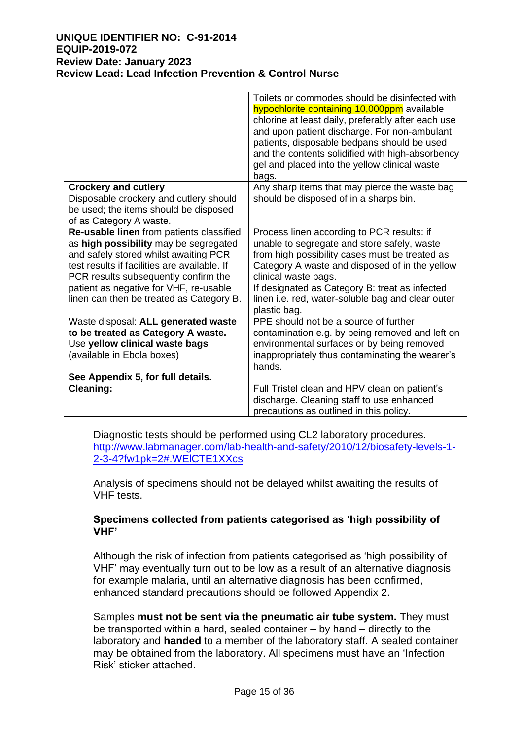| | |
|---|---|
| | Toilets or commodes should be disinfected with hypochlorite containing 10,000ppm available chlorine at least daily, preferably after each use and upon patient discharge. For non-ambulant patients, disposable bedpans should be used and the contents solidified with high-absorbency gel and placed into the yellow clinical waste bags. |
| **Crockery and cutlery**<br>Disposable crockery and cutlery should be used; the items should be disposed of as Category A waste. | Any sharp items that may pierce the waste bag should be disposed of in a sharps bin. |
| **Re-usable linen** from patients classified as **high possibility** may be segregated and safely stored whilst awaiting PCR test results if facilities are available. If PCR results subsequently confirm the patient as negative for VHF, re-usable linen can then be treated as Category B. | Process linen according to PCR results: if unable to segregate and store safely, waste from high possibility cases must be treated as Category A waste and disposed of in the yellow clinical waste bags.<br>If designated as Category B: treat as infected linen i.e. red, water-soluble bag and clear outer plastic bag. |
| Waste disposal: **ALL generated waste to be treated as Category A waste.** Use **yellow clinical waste bags** (available in Ebola boxes)<br><br>**See Appendix 5, for full details.** | PPE should not be a source of further contamination e.g. by being removed and left on environmental surfaces or by being removed inappropriately thus contaminating the wearer's hands. |
| **Cleaning:** | Full Tristel clean and HPV clean on patient's discharge. Cleaning staff to use enhanced precautions as outlined in this policy. |

Diagnostic tests should be performed using CL2 laboratory procedures. http://www.labmanager.com/lab-health-and-safety/2010/12/biosafety-levels-1-2-3-4?fw1pk=2#.WElCTE1XXcs

Analysis of specimens should not be delayed whilst awaiting the results of VHF tests.

**Specimens collected from patients categorised as 'high possibility of VHF'**

Although the risk of infection from patients categorised as 'high possibility of VHF' may eventually turn out to be low as a result of an alternative diagnosis for example malaria, until an alternative diagnosis has been confirmed, enhanced standard precautions should be followed Appendix 2.

Samples **must not be sent via the pneumatic air tube system.** They must be transported within a hard, sealed container – by hand – directly to the laboratory and **handed** to a member of the laboratory staff. A sealed container may be obtained from the laboratory. All specimens must have an 'Infection Risk' sticker attached.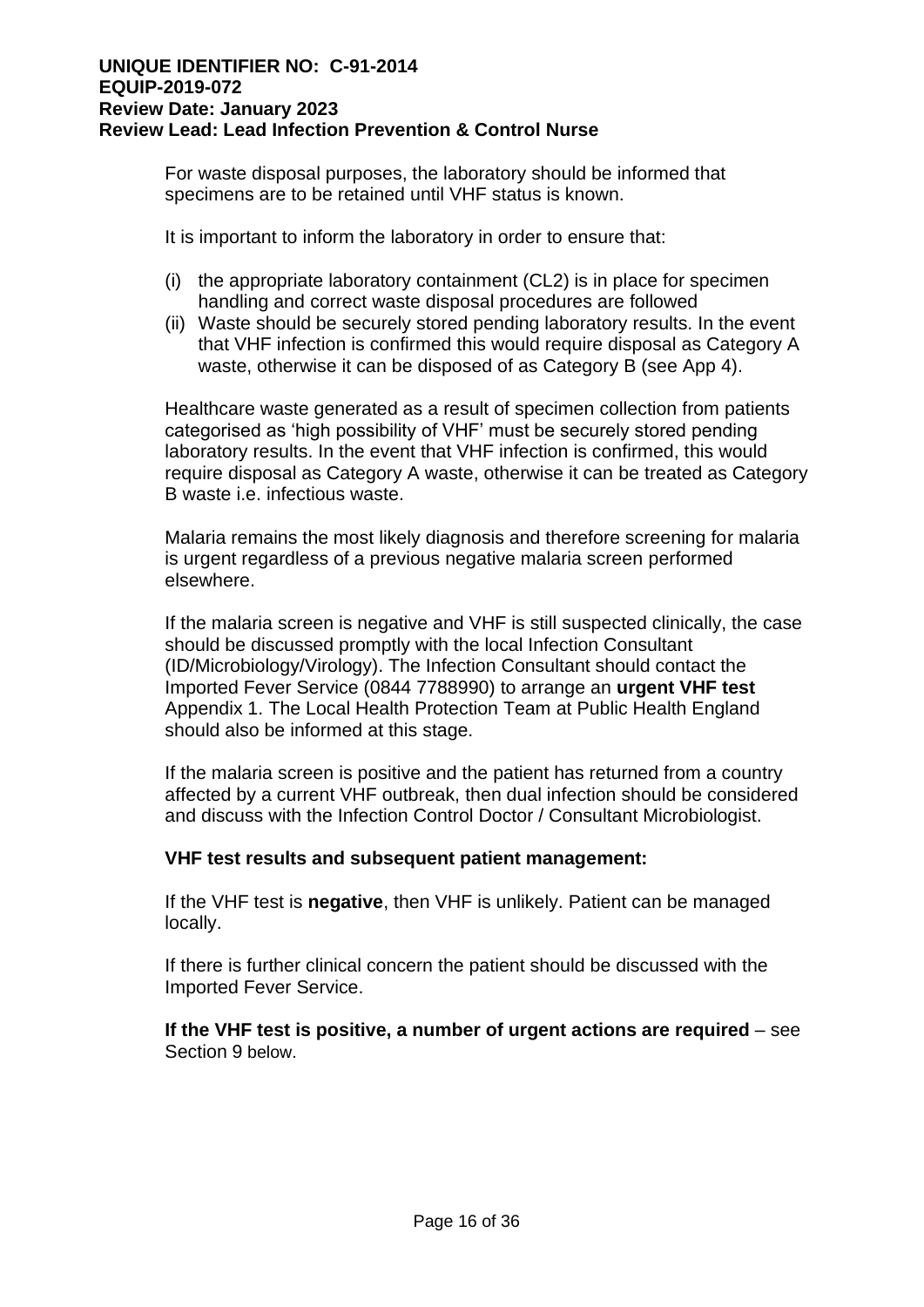For waste disposal purposes, the laboratory should be informed that specimens are to be retained until VHF status is known.

It is important to inform the laboratory in order to ensure that:

(i) the appropriate laboratory containment (CL2) is in place for specimen handling and correct waste disposal procedures are followed
(ii) Waste should be securely stored pending laboratory results. In the event that VHF infection is confirmed this would require disposal as Category A waste, otherwise it can be disposed of as Category B (see App 4).

Healthcare waste generated as a result of specimen collection from patients categorised as 'high possibility of VHF' must be securely stored pending laboratory results. In the event that VHF infection is confirmed, this would require disposal as Category A waste, otherwise it can be treated as Category B waste i.e. infectious waste.

Malaria remains the most likely diagnosis and therefore screening for malaria is urgent regardless of a previous negative malaria screen performed elsewhere.

If the malaria screen is negative and VHF is still suspected clinically, the case should be discussed promptly with the local Infection Consultant (ID/Microbiology/Virology). The Infection Consultant should contact the Imported Fever Service (0844 7788990) to arrange an **urgent VHF test** Appendix 1. The Local Health Protection Team at Public Health England should also be informed at this stage.

If the malaria screen is positive and the patient has returned from a country affected by a current VHF outbreak, then dual infection should be considered and discuss with the Infection Control Doctor / Consultant Microbiologist.

**VHF test results and subsequent patient management:**

If the VHF test is **negative**, then VHF is unlikely. Patient can be managed locally.

If there is further clinical concern the patient should be discussed with the Imported Fever Service.

**If the VHF test is positive, a number of urgent actions are required** – see Section 9 below.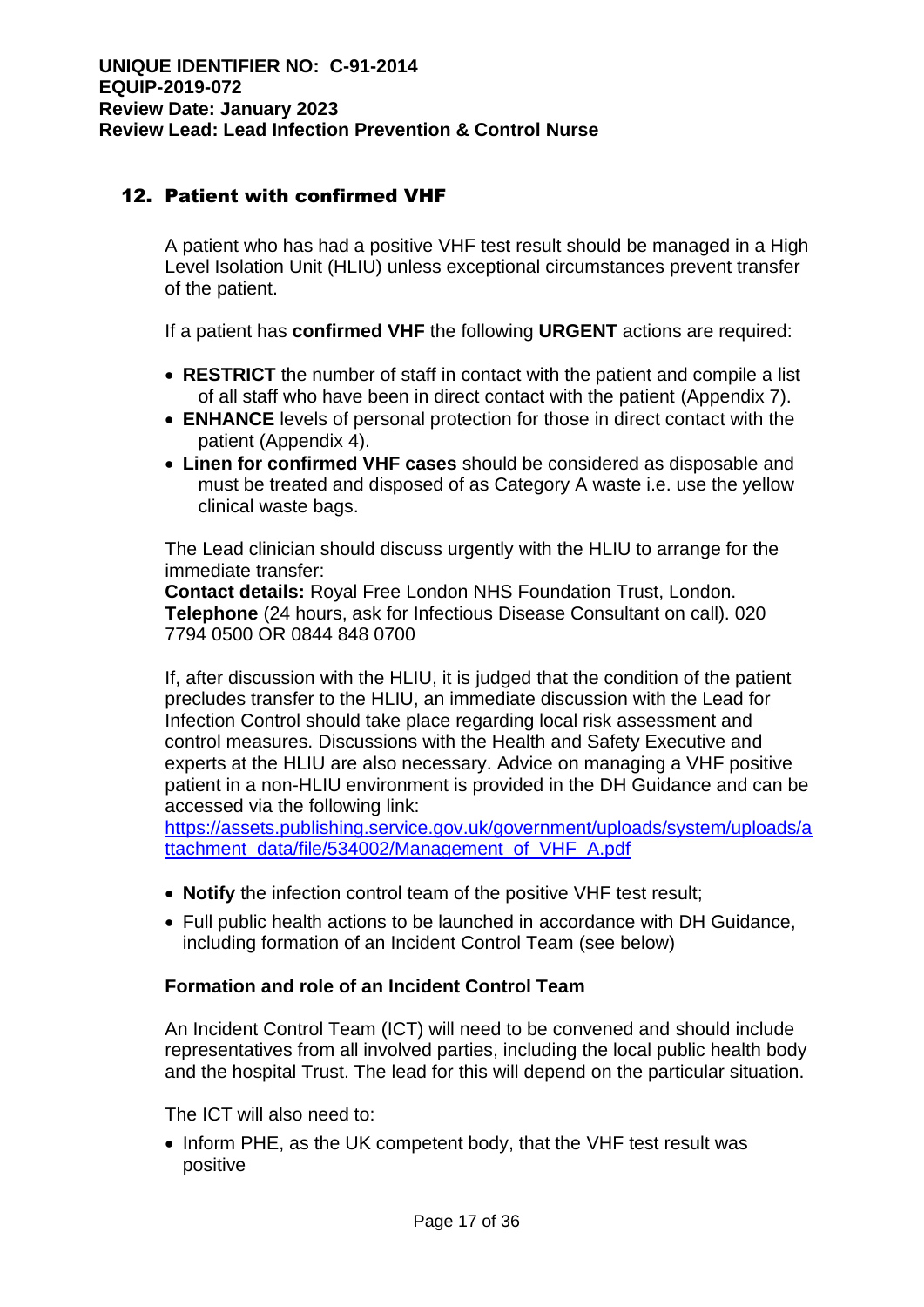## 12. Patient with confirmed VHF

A patient who has had a positive VHF test result should be managed in a High Level Isolation Unit (HLIU) unless exceptional circumstances prevent transfer of the patient.

If a patient has **confirmed VHF** the following **URGENT** actions are required:

- **RESTRICT** the number of staff in contact with the patient and compile a list of all staff who have been in direct contact with the patient (Appendix 7).
- **ENHANCE** levels of personal protection for those in direct contact with the patient (Appendix 4).
- **Linen for confirmed VHF cases** should be considered as disposable and must be treated and disposed of as Category A waste i.e. use the yellow clinical waste bags.

The Lead clinician should discuss urgently with the HLIU to arrange for the immediate transfer:
**Contact details:** Royal Free London NHS Foundation Trust, London.
**Telephone** (24 hours, ask for Infectious Disease Consultant on call). 020 7794 0500 OR 0844 848 0700

If, after discussion with the HLIU, it is judged that the condition of the patient precludes transfer to the HLIU, an immediate discussion with the Lead for Infection Control should take place regarding local risk assessment and control measures. Discussions with the Health and Safety Executive and experts at the HLIU are also necessary. Advice on managing a VHF positive patient in a non-HLIU environment is provided in the DH Guidance and can be accessed via the following link:
[https://assets.publishing.service.gov.uk/government/uploads/system/uploads/attachment_data/file/534002/Management_of_VHF_A.pdf](https://assets.publishing.service.gov.uk/government/uploads/system/uploads/attachment_data/file/534002/Management_of_VHF_A.pdf)

- **Notify** the infection control team of the positive VHF test result;
- Full public health actions to be launched in accordance with DH Guidance, including formation of an Incident Control Team (see below)

### Formation and role of an Incident Control Team

An Incident Control Team (ICT) will need to be convened and should include representatives from all involved parties, including the local public health body and the hospital Trust. The lead for this will depend on the particular situation.

The ICT will also need to:

- Inform PHE, as the UK competent body, that the VHF test result was positive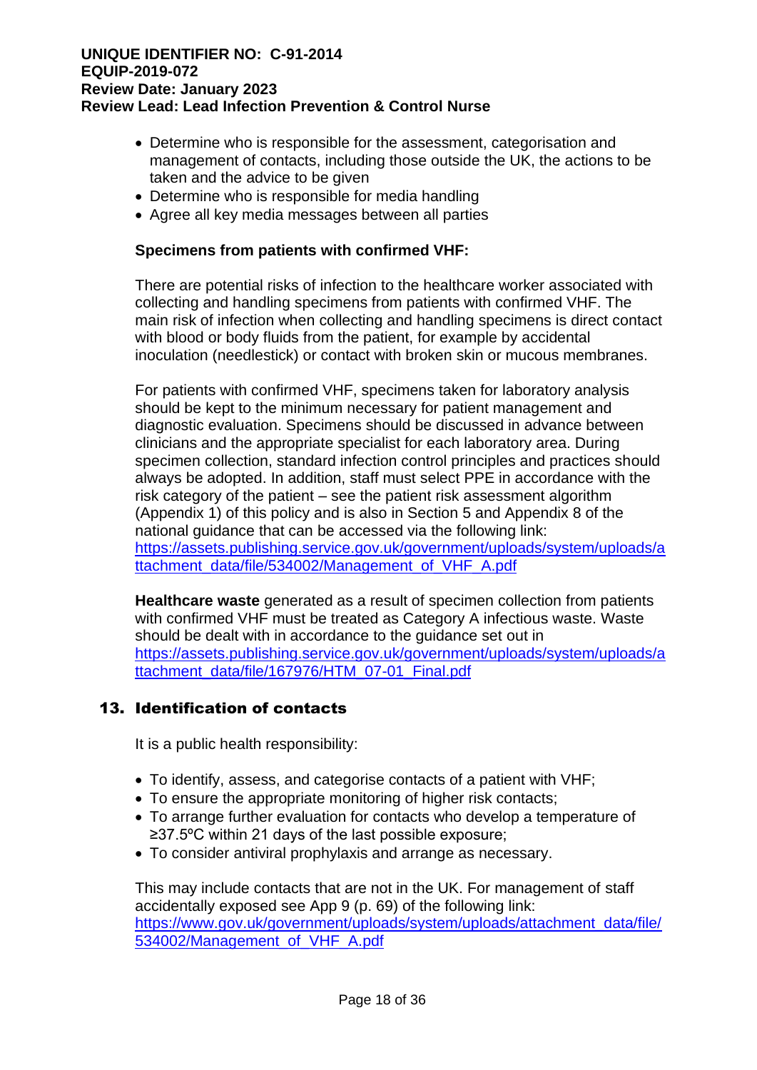- Determine who is responsible for the assessment, categorisation and management of contacts, including those outside the UK, the actions to be taken and the advice to be given
- Determine who is responsible for media handling
- Agree all key media messages between all parties

**Specimens from patients with confirmed VHF:**

There are potential risks of infection to the healthcare worker associated with collecting and handling specimens from patients with confirmed VHF. The main risk of infection when collecting and handling specimens is direct contact with blood or body fluids from the patient, for example by accidental inoculation (needlestick) or contact with broken skin or mucous membranes.

For patients with confirmed VHF, specimens taken for laboratory analysis should be kept to the minimum necessary for patient management and diagnostic evaluation. Specimens should be discussed in advance between clinicians and the appropriate specialist for each laboratory area. During specimen collection, standard infection control principles and practices should always be adopted. In addition, staff must select PPE in accordance with the risk category of the patient – see the patient risk assessment algorithm (Appendix 1) of this policy and is also in Section 5 and Appendix 8 of the national guidance that can be accessed via the following link: https://assets.publishing.service.gov.uk/government/uploads/system/uploads/attachment_data/file/534002/Management_of_VHF_A.pdf

**Healthcare waste** generated as a result of specimen collection from patients with confirmed VHF must be treated as Category A infectious waste. Waste should be dealt with in accordance to the guidance set out in https://assets.publishing.service.gov.uk/government/uploads/system/uploads/attachment_data/file/167976/HTM_07-01_Final.pdf

## 13. Identification of contacts

It is a public health responsibility:

- To identify, assess, and categorise contacts of a patient with VHF;
- To ensure the appropriate monitoring of higher risk contacts;
- To arrange further evaluation for contacts who develop a temperature of ≥37.5ºC within 21 days of the last possible exposure;
- To consider antiviral prophylaxis and arrange as necessary.

This may include contacts that are not in the UK. For management of staff accidentally exposed see App 9 (p. 69) of the following link: https://www.gov.uk/government/uploads/system/uploads/attachment_data/file/534002/Management_of_VHF_A.pdf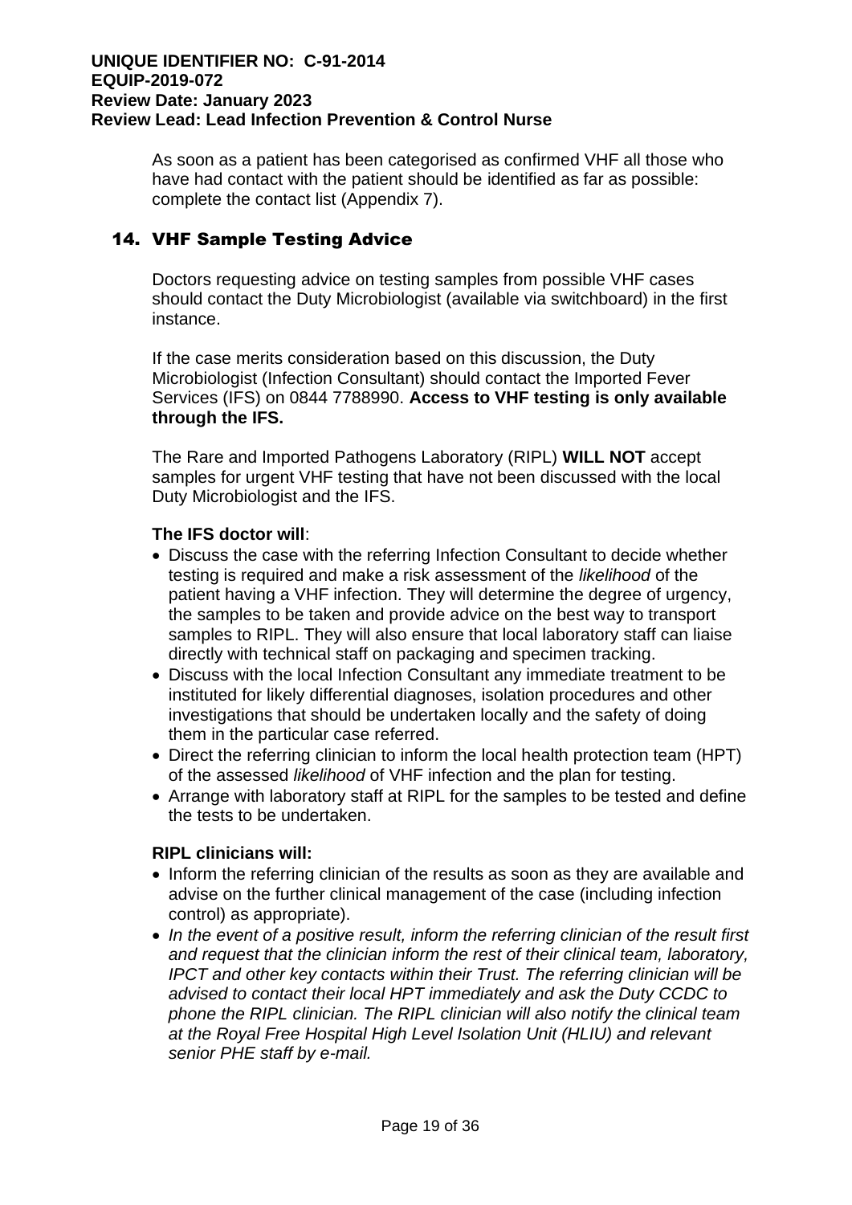As soon as a patient has been categorised as confirmed VHF all those who have had contact with the patient should be identified as far as possible: complete the contact list (Appendix 7).

## 14. VHF Sample Testing Advice

Doctors requesting advice on testing samples from possible VHF cases should contact the Duty Microbiologist (available via switchboard) in the first instance.

If the case merits consideration based on this discussion, the Duty Microbiologist (Infection Consultant) should contact the Imported Fever Services (IFS) on 0844 7788990. **Access to VHF testing is only available through the IFS.**

The Rare and Imported Pathogens Laboratory (RIPL) **WILL NOT** accept samples for urgent VHF testing that have not been discussed with the local Duty Microbiologist and the IFS.

**The IFS doctor will**:

- Discuss the case with the referring Infection Consultant to decide whether testing is required and make a risk assessment of the *likelihood* of the patient having a VHF infection. They will determine the degree of urgency, the samples to be taken and provide advice on the best way to transport samples to RIPL. They will also ensure that local laboratory staff can liaise directly with technical staff on packaging and specimen tracking.
- Discuss with the local Infection Consultant any immediate treatment to be instituted for likely differential diagnoses, isolation procedures and other investigations that should be undertaken locally and the safety of doing them in the particular case referred.
- Direct the referring clinician to inform the local health protection team (HPT) of the assessed *likelihood* of VHF infection and the plan for testing.
- Arrange with laboratory staff at RIPL for the samples to be tested and define the tests to be undertaken.

**RIPL clinicians will:**

- Inform the referring clinician of the results as soon as they are available and advise on the further clinical management of the case (including infection control) as appropriate).
- *In the event of a positive result, inform the referring clinician of the result first and request that the clinician inform the rest of their clinical team, laboratory, IPCT and other key contacts within their Trust. The referring clinician will be advised to contact their local HPT immediately and ask the Duty CCDC to phone the RIPL clinician. The RIPL clinician will also notify the clinical team at the Royal Free Hospital High Level Isolation Unit (HLIU) and relevant senior PHE staff by e-mail.*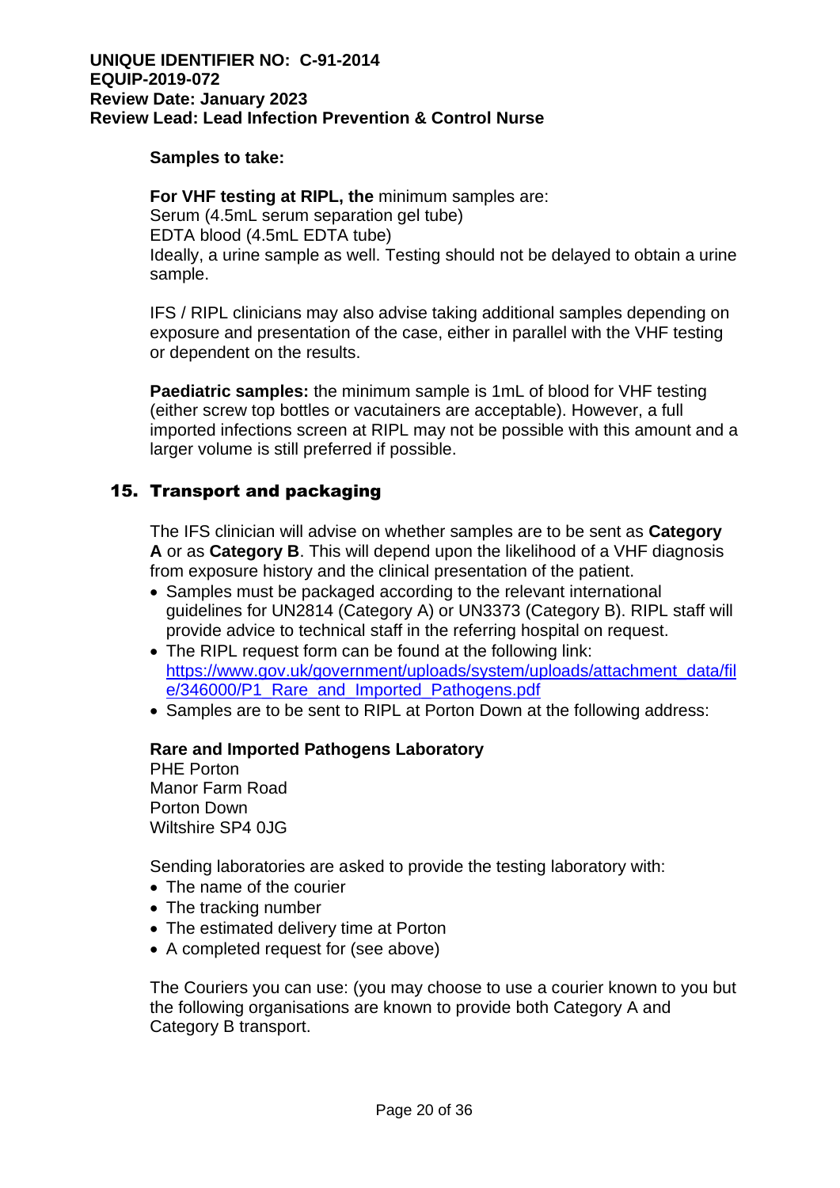**Samples to take:**

**For VHF testing at RIPL, the** minimum samples are:
Serum (4.5mL serum separation gel tube)
EDTA blood (4.5mL EDTA tube)
Ideally, a urine sample as well. Testing should not be delayed to obtain a urine sample.

IFS / RIPL clinicians may also advise taking additional samples depending on exposure and presentation of the case, either in parallel with the VHF testing or dependent on the results.

**Paediatric samples:** the minimum sample is 1mL of blood for VHF testing (either screw top bottles or vacutainers are acceptable). However, a full imported infections screen at RIPL may not be possible with this amount and a larger volume is still preferred if possible.

## 15. Transport and packaging

The IFS clinician will advise on whether samples are to be sent as **Category A** or as **Category B**. This will depend upon the likelihood of a VHF diagnosis from exposure history and the clinical presentation of the patient.

- Samples must be packaged according to the relevant international guidelines for UN2814 (Category A) or UN3373 (Category B). RIPL staff will provide advice to technical staff in the referring hospital on request.
- The RIPL request form can be found at the following link: https://www.gov.uk/government/uploads/system/uploads/attachment_data/file/346000/P1_Rare_and_Imported_Pathogens.pdf
- Samples are to be sent to RIPL at Porton Down at the following address:

**Rare and Imported Pathogens Laboratory**
PHE Porton
Manor Farm Road
Porton Down
Wiltshire SP4 0JG

Sending laboratories are asked to provide the testing laboratory with:

- The name of the courier
- The tracking number
- The estimated delivery time at Porton
- A completed request for (see above)

The Couriers you can use: (you may choose to use a courier known to you but the following organisations are known to provide both Category A and Category B transport.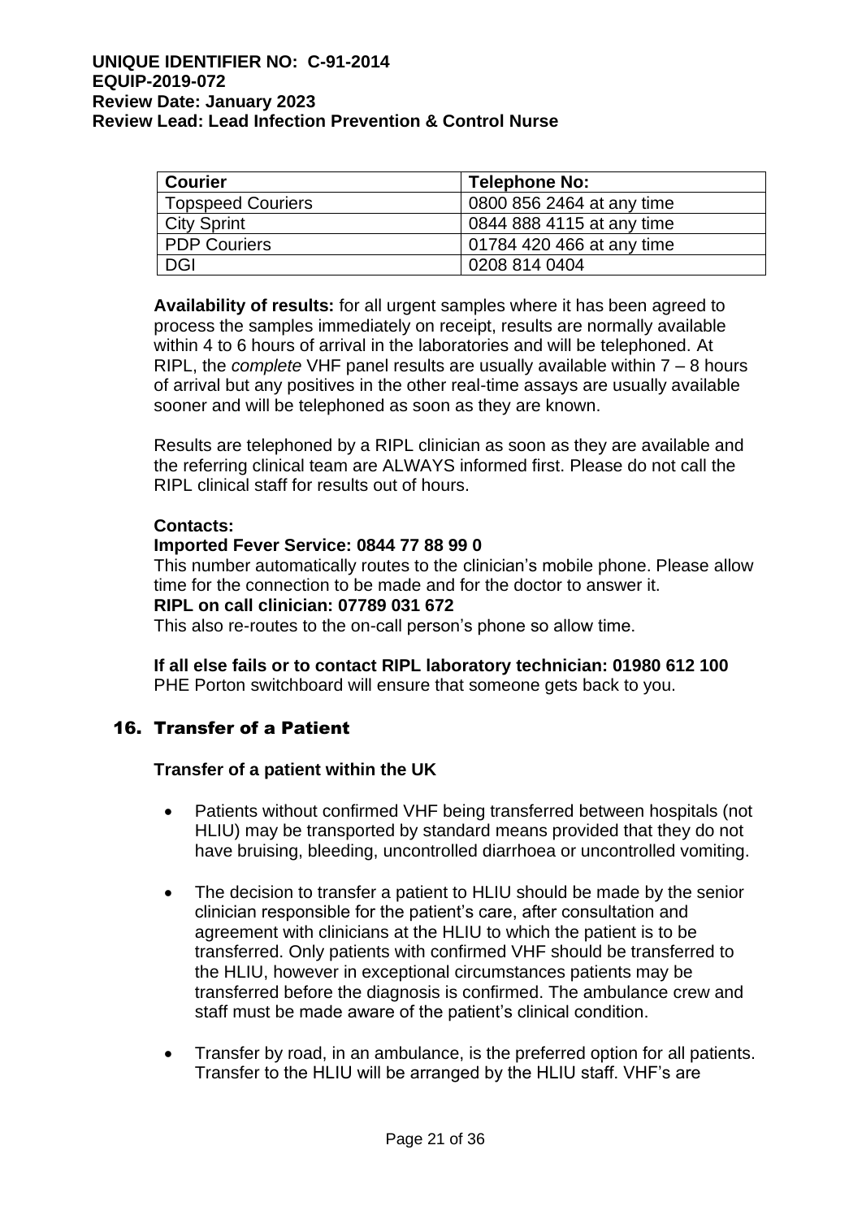| Courier | Telephone No: |
| --- | --- |
| Topspeed Couriers | 0800 856 2464 at any time |
| City Sprint | 0844 888 4115 at any time |
| PDP Couriers | 01784 420 466 at any time |
| DGI | 0208 814 0404 |

**Availability of results:** for all urgent samples where it has been agreed to process the samples immediately on receipt, results are normally available within 4 to 6 hours of arrival in the laboratories and will be telephoned. At RIPL, the *complete* VHF panel results are usually available within 7 – 8 hours of arrival but any positives in the other real-time assays are usually available sooner and will be telephoned as soon as they are known.

Results are telephoned by a RIPL clinician as soon as they are available and the referring clinical team are ALWAYS informed first. Please do not call the RIPL clinical staff for results out of hours.

**Contacts:**

**Imported Fever Service: 0844 77 88 99 0**

This number automatically routes to the clinician's mobile phone. Please allow time for the connection to be made and for the doctor to answer it.

**RIPL on call clinician: 07789 031 672**

This also re-routes to the on-call person's phone so allow time.

**If all else fails or to contact RIPL laboratory technician: 01980 612 100**

PHE Porton switchboard will ensure that someone gets back to you.

## 16. Transfer of a Patient

**Transfer of a patient within the UK**

- Patients without confirmed VHF being transferred between hospitals (not HLIU) may be transported by standard means provided that they do not have bruising, bleeding, uncontrolled diarrhoea or uncontrolled vomiting.
- The decision to transfer a patient to HLIU should be made by the senior clinician responsible for the patient's care, after consultation and agreement with clinicians at the HLIU to which the patient is to be transferred. Only patients with confirmed VHF should be transferred to the HLIU, however in exceptional circumstances patients may be transferred before the diagnosis is confirmed. The ambulance crew and staff must be made aware of the patient's clinical condition.
- Transfer by road, in an ambulance, is the preferred option for all patients. Transfer to the HLIU will be arranged by the HLIU staff. VHF's are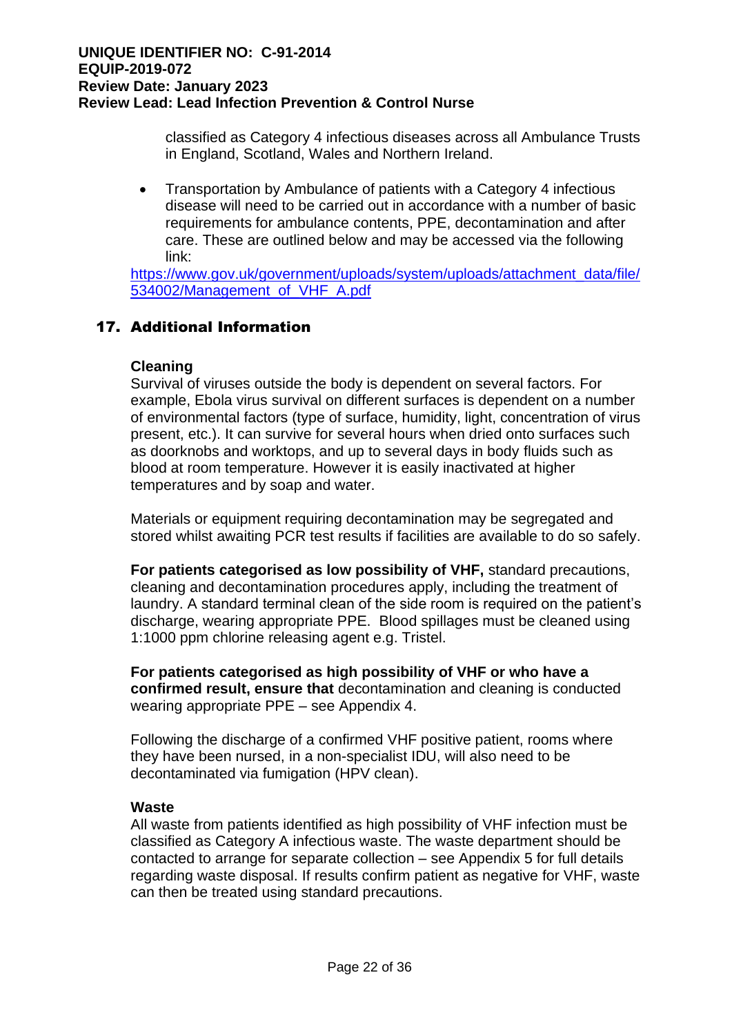classified as Category 4 infectious diseases across all Ambulance Trusts in England, Scotland, Wales and Northern Ireland.

- Transportation by Ambulance of patients with a Category 4 infectious disease will need to be carried out in accordance with a number of basic requirements for ambulance contents, PPE, decontamination and after care. These are outlined below and may be accessed via the following link:

https://www.gov.uk/government/uploads/system/uploads/attachment_data/file/534002/Management_of_VHF_A.pdf

## 17. Additional Information

**Cleaning**

Survival of viruses outside the body is dependent on several factors. For example, Ebola virus survival on different surfaces is dependent on a number of environmental factors (type of surface, humidity, light, concentration of virus present, etc.). It can survive for several hours when dried onto surfaces such as doorknobs and worktops, and up to several days in body fluids such as blood at room temperature. However it is easily inactivated at higher temperatures and by soap and water.

Materials or equipment requiring decontamination may be segregated and stored whilst awaiting PCR test results if facilities are available to do so safely.

**For patients categorised as low possibility of VHF,** standard precautions, cleaning and decontamination procedures apply, including the treatment of laundry. A standard terminal clean of the side room is required on the patient's discharge, wearing appropriate PPE. Blood spillages must be cleaned using 1:1000 ppm chlorine releasing agent e.g. Tristel.

**For patients categorised as high possibility of VHF or who have a confirmed result, ensure that** decontamination and cleaning is conducted wearing appropriate PPE – see Appendix 4.

Following the discharge of a confirmed VHF positive patient, rooms where they have been nursed, in a non-specialist IDU, will also need to be decontaminated via fumigation (HPV clean).

**Waste**

All waste from patients identified as high possibility of VHF infection must be classified as Category A infectious waste. The waste department should be contacted to arrange for separate collection – see Appendix 5 for full details regarding waste disposal. If results confirm patient as negative for VHF, waste can then be treated using standard precautions.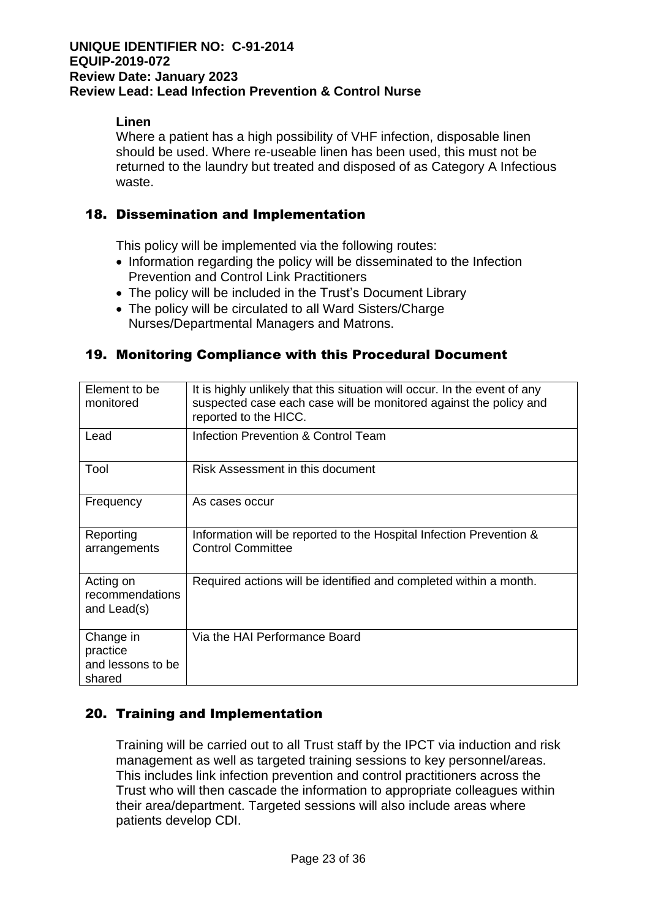**Linen**

Where a patient has a high possibility of VHF infection, disposable linen should be used. Where re-useable linen has been used, this must not be returned to the laundry but treated and disposed of as Category A Infectious waste.

## 18. Dissemination and Implementation

This policy will be implemented via the following routes:

- Information regarding the policy will be disseminated to the Infection Prevention and Control Link Practitioners
- The policy will be included in the Trust's Document Library
- The policy will be circulated to all Ward Sisters/Charge Nurses/Departmental Managers and Matrons.

## 19. Monitoring Compliance with this Procedural Document

| Element to be monitored | It is highly unlikely that this situation will occur. In the event of any suspected case each case will be monitored against the policy and reported to the HICC. |
|---|---|
| Lead | Infection Prevention & Control Team |
| Tool | Risk Assessment in this document |
| Frequency | As cases occur |
| Reporting arrangements | Information will be reported to the Hospital Infection Prevention & Control Committee |
| Acting on recommendations and Lead(s) | Required actions will be identified and completed within a month. |
| Change in practice and lessons to be shared | Via the HAI Performance Board |

## 20. Training and Implementation

Training will be carried out to all Trust staff by the IPCT via induction and risk management as well as targeted training sessions to key personnel/areas. This includes link infection prevention and control practitioners across the Trust who will then cascade the information to appropriate colleagues within their area/department. Targeted sessions will also include areas where patients develop CDI.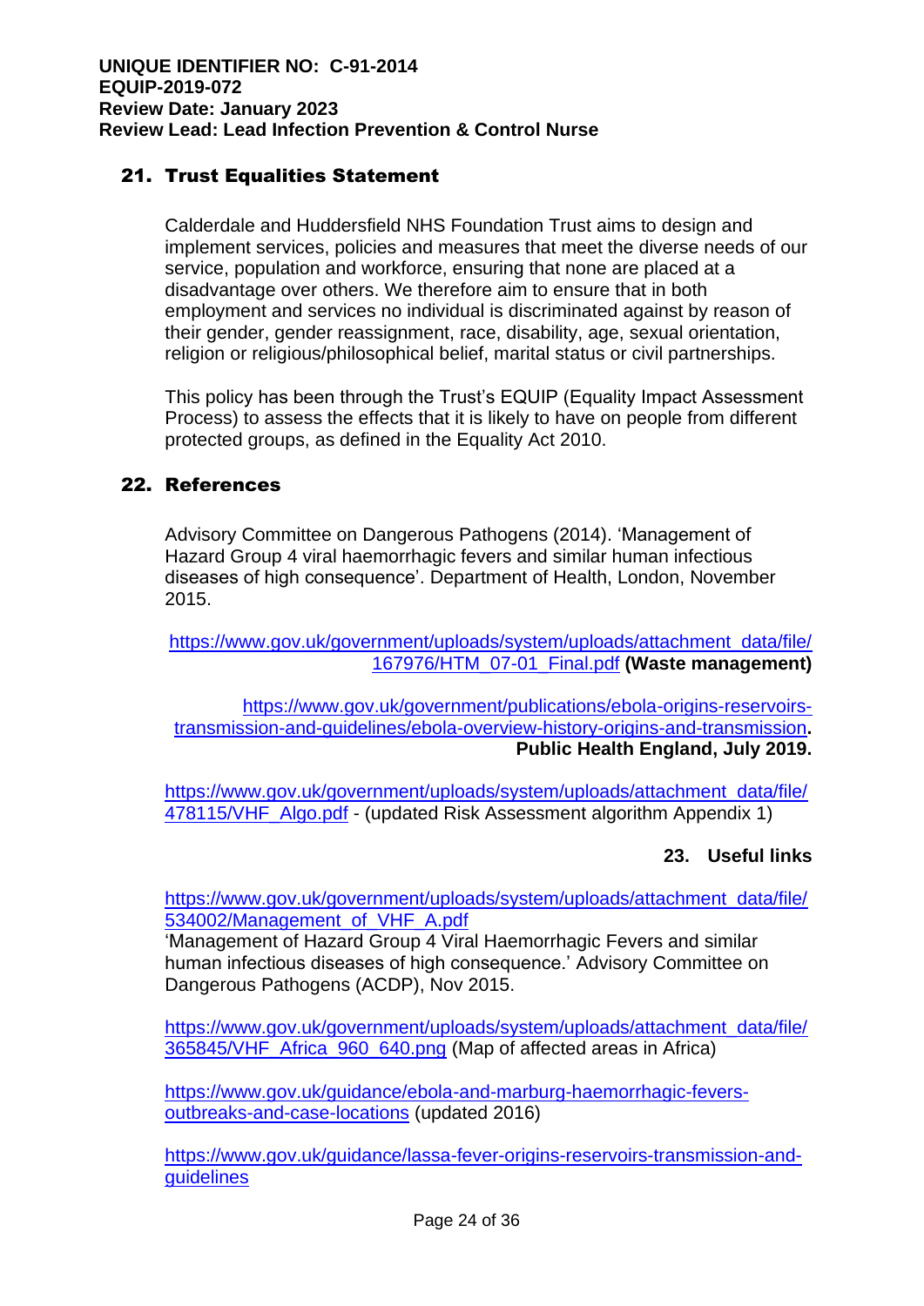## 21. Trust Equalities Statement

Calderdale and Huddersfield NHS Foundation Trust aims to design and implement services, policies and measures that meet the diverse needs of our service, population and workforce, ensuring that none are placed at a disadvantage over others. We therefore aim to ensure that in both employment and services no individual is discriminated against by reason of their gender, gender reassignment, race, disability, age, sexual orientation, religion or religious/philosophical belief, marital status or civil partnerships.

This policy has been through the Trust's EQUIP (Equality Impact Assessment Process) to assess the effects that it is likely to have on people from different protected groups, as defined in the Equality Act 2010.

## 22. References

Advisory Committee on Dangerous Pathogens (2014). 'Management of Hazard Group 4 viral haemorrhagic fevers and similar human infectious diseases of high consequence'. Department of Health, London, November 2015.

https://www.gov.uk/government/uploads/system/uploads/attachment_data/file/167976/HTM_07-01_Final.pdf **(Waste management)**

https://www.gov.uk/government/publications/ebola-origins-reservoirs-transmission-and-guidelines/ebola-overview-history-origins-and-transmission**.** **Public Health England, July 2019.**

https://www.gov.uk/government/uploads/system/uploads/attachment_data/file/478115/VHF_Algo.pdf - (updated Risk Assessment algorithm Appendix 1)

## 23. Useful links

https://www.gov.uk/government/uploads/system/uploads/attachment_data/file/534002/Management_of_VHF_A.pdf
'Management of Hazard Group 4 Viral Haemorrhagic Fevers and similar human infectious diseases of high consequence.' Advisory Committee on Dangerous Pathogens (ACDP), Nov 2015.

https://www.gov.uk/government/uploads/system/uploads/attachment_data/file/365845/VHF_Africa_960_640.png (Map of affected areas in Africa)

https://www.gov.uk/guidance/ebola-and-marburg-haemorrhagic-fevers-outbreaks-and-case-locations (updated 2016)

https://www.gov.uk/guidance/lassa-fever-origins-reservoirs-transmission-and-guidelines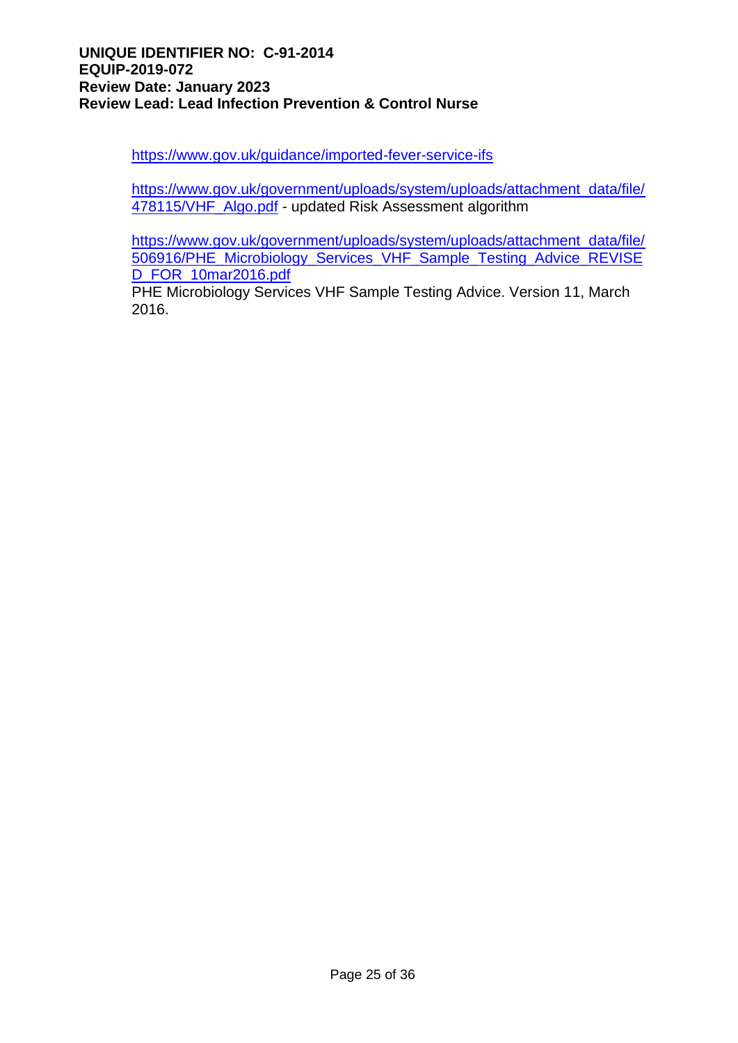https://www.gov.uk/guidance/imported-fever-service-ifs

https://www.gov.uk/government/uploads/system/uploads/attachment_data/file/478115/VHF_Algo.pdf - updated Risk Assessment algorithm

https://www.gov.uk/government/uploads/system/uploads/attachment_data/file/506916/PHE_Microbiology_Services_VHF_Sample_Testing_Advice_REVISED_FOR_10mar2016.pdf
PHE Microbiology Services VHF Sample Testing Advice. Version 11, March 2016.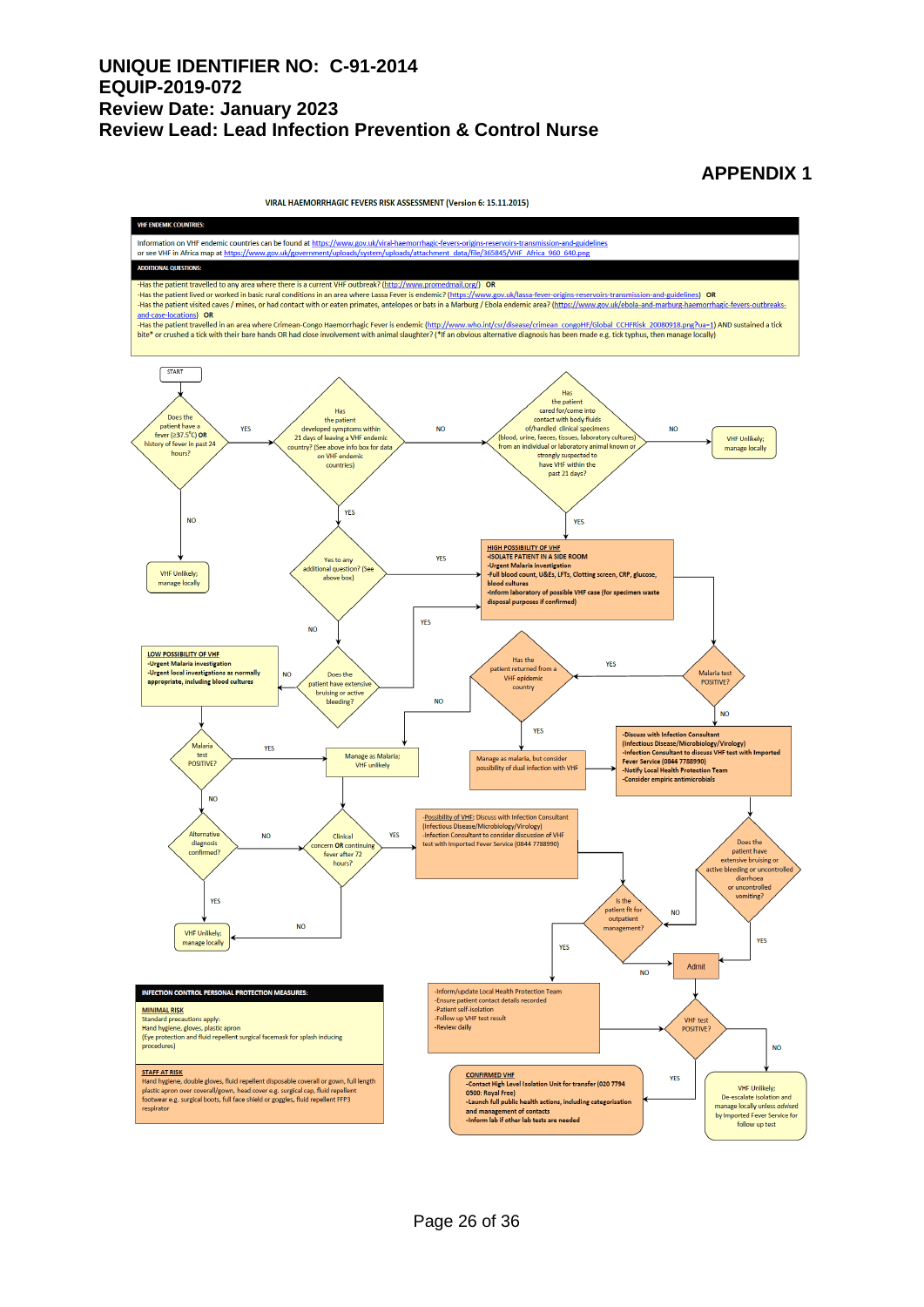**UNIQUE IDENTIFIER NO: C-91-2014**
**EQUIP-2019-072**
**Review Date: January 2023**
**Review Lead: Lead Infection Prevention & Control Nurse**

## APPENDIX 1

### VIRAL HAEMORRHAGIC FEVERS RISK ASSESSMENT (Version 6: 15.11.2015)

**VHF ENDEMIC COUNTRIES:**

Information on VHF endemic countries can be found at https://www.gov.uk/viral-haemorrhagic-fevers-origins-reservoirs-transmission-and-guidelines or see VHF in Africa map at https://www.gov.uk/government/uploads/system/uploads/attachment_data/file/365845/VHF_Africa_960_640.png

**ADDITIONAL QUESTIONS:**

- Has the patient travelled to any area where there is a current VHF outbreak? (http://www.promedmail.org/) **OR**
- Has the patient lived or worked in basic rural conditions in an area where Lassa Fever is endemic? (https://www.gov.uk/lassa-fever-origins-reservoirs-transmission-and-guidelines) **OR**
- Has the patient visited caves / mines, or had contact with or eaten primates, antelopes or bats in a Marburg / Ebola endemic area? (https://www.gov.uk/ebola-and-marburg-haemorrhagic-fevers-outbreaks-and-case-locations) **OR**
- Has the patient travelled in an area where Crimean-Congo Haemorrhagic Fever is endemic (http://www.who.int/csr/disease/crimean_congoHF/Global_CCHFRisk_20080918.png?ua=1) AND sustained a tick bite* or crushed a tick with their bare hands OR had close involvement with animal slaughter? (*If an obvious alternative diagnosis has been made e.g. tick typhus, then manage locally)

**START**

- **Does the patient have a fever (≥37.5°C) OR history of fever in past 24 hours?**
  - NO → VHF Unlikely; manage locally
  - YES → **Has the patient developed symptoms within 21 days of leaving a VHF endemic country? (See above info box for data on VHF endemic countries)**
    - NO → **Has the patient cared for/come into contact with body fluids of/handled clinical specimens (blood, urine, faeces, tissues, laboratory cultures) from an individual or laboratory animal known or strongly suspected to have VHF within the past 21 days?**
      - NO → VHF Unlikely; manage locally
      - YES → HIGH POSSIBILITY OF VHF
    - YES → **Yes to any additional question? (See above box)**
      - YES → HIGH POSSIBILITY OF VHF
      - NO → **Does the patient have extensive bruising or active bleeding?**
        - YES → HIGH POSSIBILITY OF VHF
        - NO → LOW POSSIBILITY OF VHF

**LOW POSSIBILITY OF VHF**
- Urgent Malaria investigation
- Urgent local investigations as normally appropriate, including blood cultures

→ **Malaria test POSITIVE?**
- YES → Manage as Malaria; VHF unlikely
- NO → **Alternative diagnosis confirmed?**
  - YES → VHF Unlikely; manage locally
  - NO → **Clinical concern OR continuing fever after 72 hours?**
    - NO → VHF Unlikely; manage locally
    - YES → Possibility of VHF

**HIGH POSSIBILITY OF VHF**
- ISOLATE PATIENT IN A SIDE ROOM
- Urgent Malaria investigation
- Full blood count, U&Es, LFTs, Clotting screen, CRP, glucose, blood cultures
- Inform laboratory of possible VHF case (for specimen waste disposal purposes if confirmed)

→ **Malaria test POSITIVE?**
- YES → **Has the patient returned from a VHF epidemic country?**
  - YES → Manage as malaria, but consider possibility of dual infection with VHF
  - NO → Manage as Malaria; VHF unlikely
- NO →
  - Discuss with Infection Consultant (Infectious Disease/Microbiology/Virology)
  - Infection Consultant to discuss VHF test with Imported Fever Service (0844 7788990)
  - Notify Local Health Protection Team
  - Consider empiric antimicrobials

  → **Does the patient have extensive bruising or active bleeding or uncontrolled diarrhoea or uncontrolled vomiting?**
  - YES → Admit
  - NO → **Is the patient fit for outpatient management?**

**Possibility of VHF:** Discuss with Infection Consultant (Infectious Disease/Microbiology/Virology)
- Infection Consultant to consider discussion of VHF test with Imported Fever Service (0844 7788990)

→ **Is the patient fit for outpatient management?**
- NO → Admit
- YES →
  - Inform/update Local Health Protection Team
  - Ensure patient contact details recorded
  - Patient self-isolation
  - Follow up VHF test result
  - Review daily

→ **VHF test POSITIVE?**
- YES → **CONFIRMED VHF**
  - Contact High Level Isolation Unit for transfer (020 7794 0500: Royal Free)
  - Launch full public health actions, including categorisation and management of contacts
  - Inform lab if other lab tests are needed
- NO → VHF Unlikely; De-escalate isolation and manage locally unless *advised* by Imported Fever Service for follow up test

**INFECTION CONTROL PERSONAL PROTECTION MEASURES:**

**MINIMAL RISK**
Standard precautions apply:
Hand hygiene, gloves, plastic apron
(Eye protection and fluid repellent surgical facemask for splash inducing procedures)

**STAFF AT RISK**
Hand hygiene, double gloves, fluid repellent disposable coverall or gown, full length plastic apron over coverall/gown, head cover e.g. surgical cap, fluid repellent footwear e.g. surgical boots, full face shield or goggles, fluid repellent FFP3 respirator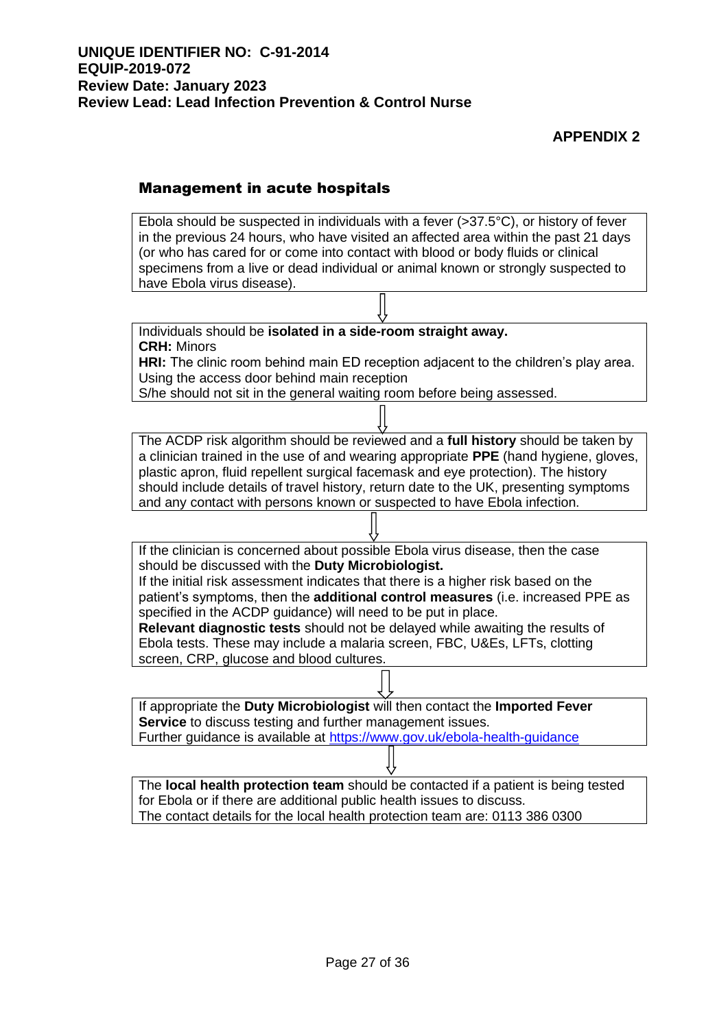**UNIQUE IDENTIFIER NO: C-91-2014**
**EQUIP-2019-072**
**Review Date: January 2023**
**Review Lead: Lead Infection Prevention & Control Nurse**

**APPENDIX 2**

## Management in acute hospitals

Ebola should be suspected in individuals with a fever (>37.5°C), or history of fever in the previous 24 hours, who have visited an affected area within the past 21 days (or who has cared for or come into contact with blood or body fluids or clinical specimens from a live or dead individual or animal known or strongly suspected to have Ebola virus disease).

⇩

Individuals should be **isolated in a side-room straight away.**
**CRH:** Minors
**HRI:** The clinic room behind main ED reception adjacent to the children's play area. Using the access door behind main reception
S/he should not sit in the general waiting room before being assessed.

⇩

The ACDP risk algorithm should be reviewed and a **full history** should be taken by a clinician trained in the use of and wearing appropriate **PPE** (hand hygiene, gloves, plastic apron, fluid repellent surgical facemask and eye protection). The history should include details of travel history, return date to the UK, presenting symptoms and any contact with persons known or suspected to have Ebola infection.

⇩

If the clinician is concerned about possible Ebola virus disease, then the case should be discussed with the **Duty Microbiologist.**
If the initial risk assessment indicates that there is a higher risk based on the patient's symptoms, then the **additional control measures** (i.e. increased PPE as specified in the ACDP guidance) will need to be put in place.
**Relevant diagnostic tests** should not be delayed while awaiting the results of Ebola tests. These may include a malaria screen, FBC, U&Es, LFTs, clotting screen, CRP, glucose and blood cultures.

⇩

If appropriate the **Duty Microbiologist** will then contact the **Imported Fever Service** to discuss testing and further management issues.
Further guidance is available at https://www.gov.uk/ebola-health-guidance

⇩

The **local health protection team** should be contacted if a patient is being tested for Ebola or if there are additional public health issues to discuss.
The contact details for the local health protection team are: 0113 386 0300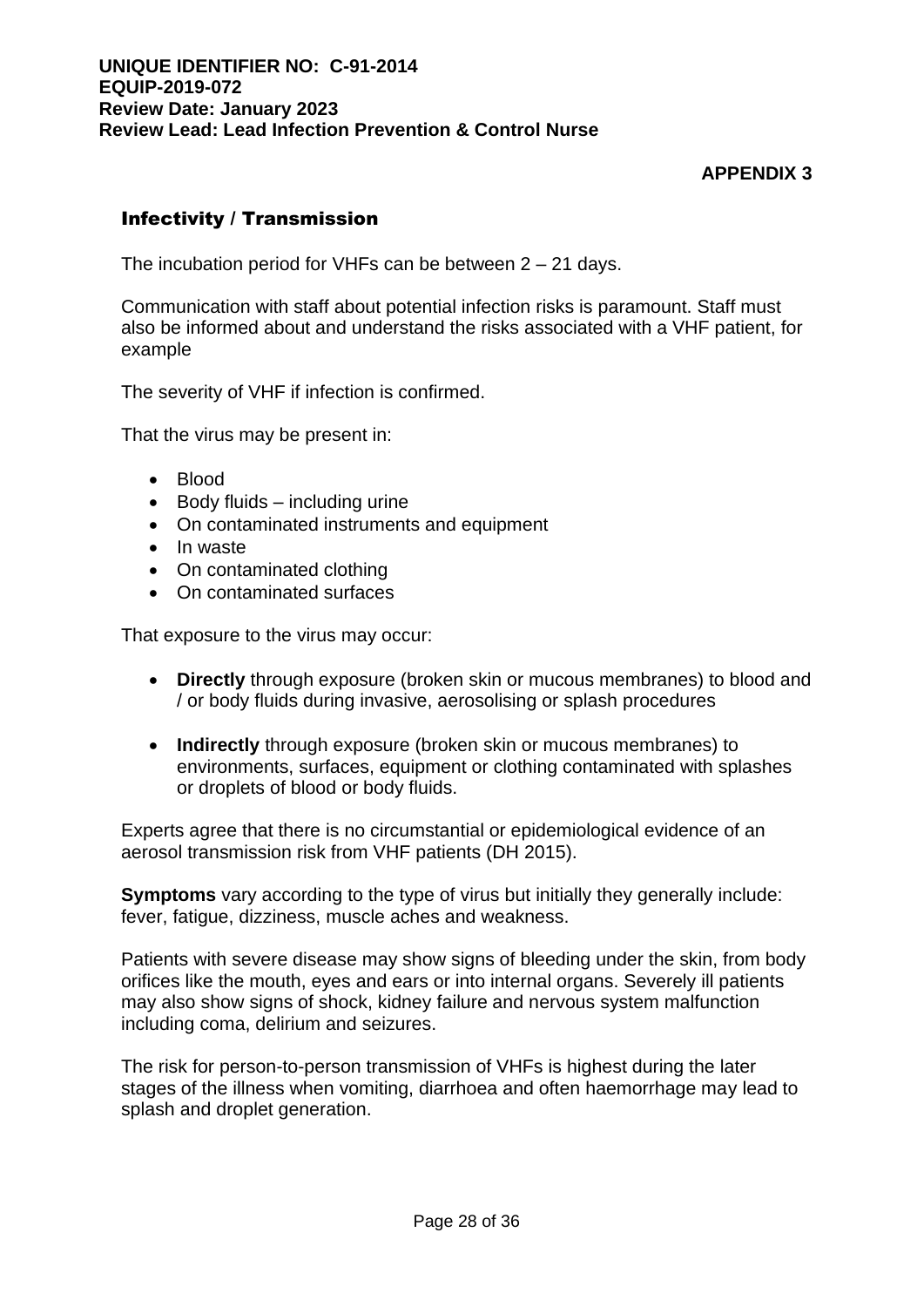**APPENDIX 3**

## Infectivity / Transmission

The incubation period for VHFs can be between 2 – 21 days.

Communication with staff about potential infection risks is paramount. Staff must also be informed about and understand the risks associated with a VHF patient, for example

The severity of VHF if infection is confirmed.

That the virus may be present in:

- Blood
- Body fluids – including urine
- On contaminated instruments and equipment
- In waste
- On contaminated clothing
- On contaminated surfaces

That exposure to the virus may occur:

- **Directly** through exposure (broken skin or mucous membranes) to blood and / or body fluids during invasive, aerosolising or splash procedures

- **Indirectly** through exposure (broken skin or mucous membranes) to environments, surfaces, equipment or clothing contaminated with splashes or droplets of blood or body fluids.

Experts agree that there is no circumstantial or epidemiological evidence of an aerosol transmission risk from VHF patients (DH 2015).

**Symptoms** vary according to the type of virus but initially they generally include: fever, fatigue, dizziness, muscle aches and weakness.

Patients with severe disease may show signs of bleeding under the skin, from body orifices like the mouth, eyes and ears or into internal organs. Severely ill patients may also show signs of shock, kidney failure and nervous system malfunction including coma, delirium and seizures.

The risk for person-to-person transmission of VHFs is highest during the later stages of the illness when vomiting, diarrhoea and often haemorrhage may lead to splash and droplet generation.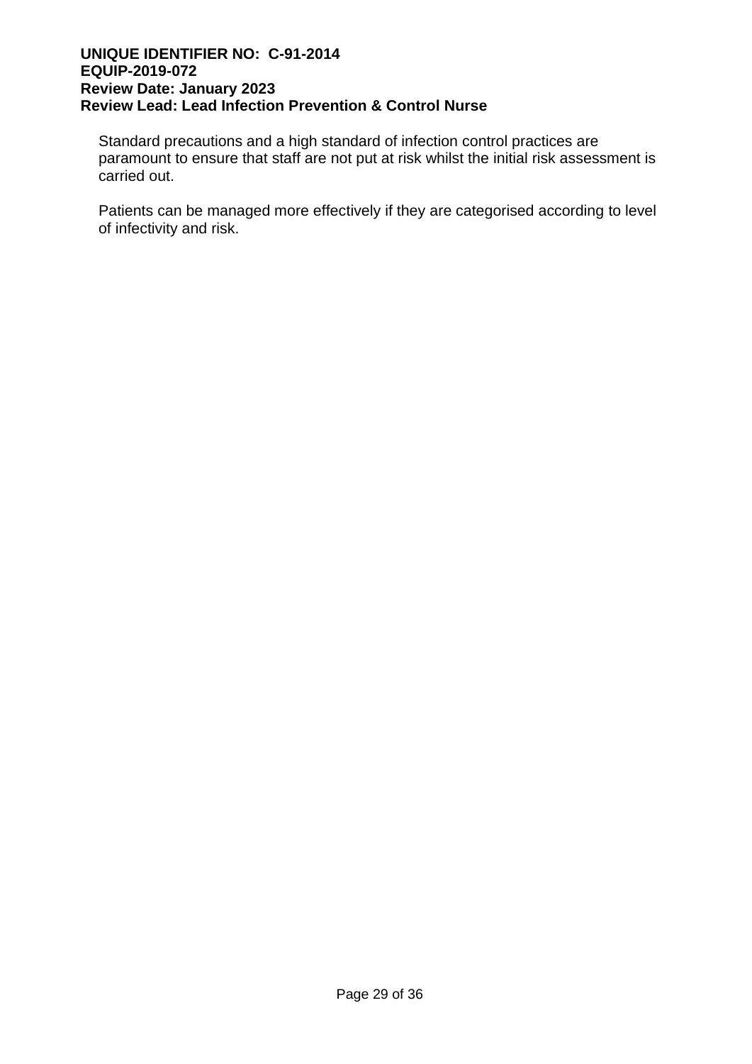Standard precautions and a high standard of infection control practices are paramount to ensure that staff are not put at risk whilst the initial risk assessment is carried out.

Patients can be managed more effectively if they are categorised according to level of infectivity and risk.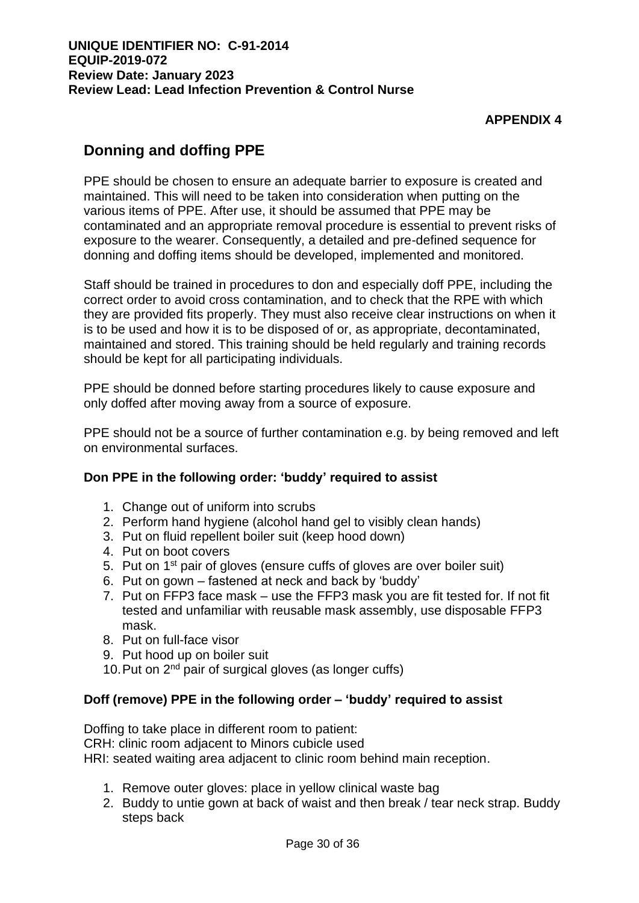**UNIQUE IDENTIFIER NO: C-91-2014**
**EQUIP-2019-072**
**Review Date: January 2023**
**Review Lead: Lead Infection Prevention & Control Nurse**

**APPENDIX 4**

## Donning and doffing PPE

PPE should be chosen to ensure an adequate barrier to exposure is created and maintained. This will need to be taken into consideration when putting on the various items of PPE. After use, it should be assumed that PPE may be contaminated and an appropriate removal procedure is essential to prevent risks of exposure to the wearer. Consequently, a detailed and pre-defined sequence for donning and doffing items should be developed, implemented and monitored.

Staff should be trained in procedures to don and especially doff PPE, including the correct order to avoid cross contamination, and to check that the RPE with which they are provided fits properly. They must also receive clear instructions on when it is to be used and how it is to be disposed of or, as appropriate, decontaminated, maintained and stored. This training should be held regularly and training records should be kept for all participating individuals.

PPE should be donned before starting procedures likely to cause exposure and only doffed after moving away from a source of exposure.

PPE should not be a source of further contamination e.g. by being removed and left on environmental surfaces.

**Don PPE in the following order: 'buddy' required to assist**

1. Change out of uniform into scrubs
2. Perform hand hygiene (alcohol hand gel to visibly clean hands)
3. Put on fluid repellent boiler suit (keep hood down)
4. Put on boot covers
5. Put on 1st pair of gloves (ensure cuffs of gloves are over boiler suit)
6. Put on gown – fastened at neck and back by 'buddy'
7. Put on FFP3 face mask – use the FFP3 mask you are fit tested for. If not fit tested and unfamiliar with reusable mask assembly, use disposable FFP3 mask.
8. Put on full-face visor
9. Put hood up on boiler suit
10. Put on 2nd pair of surgical gloves (as longer cuffs)

**Doff (remove) PPE in the following order – 'buddy' required to assist**

Doffing to take place in different room to patient:
CRH: clinic room adjacent to Minors cubicle used
HRI: seated waiting area adjacent to clinic room behind main reception.

1. Remove outer gloves: place in yellow clinical waste bag
2. Buddy to untie gown at back of waist and then break / tear neck strap. Buddy steps back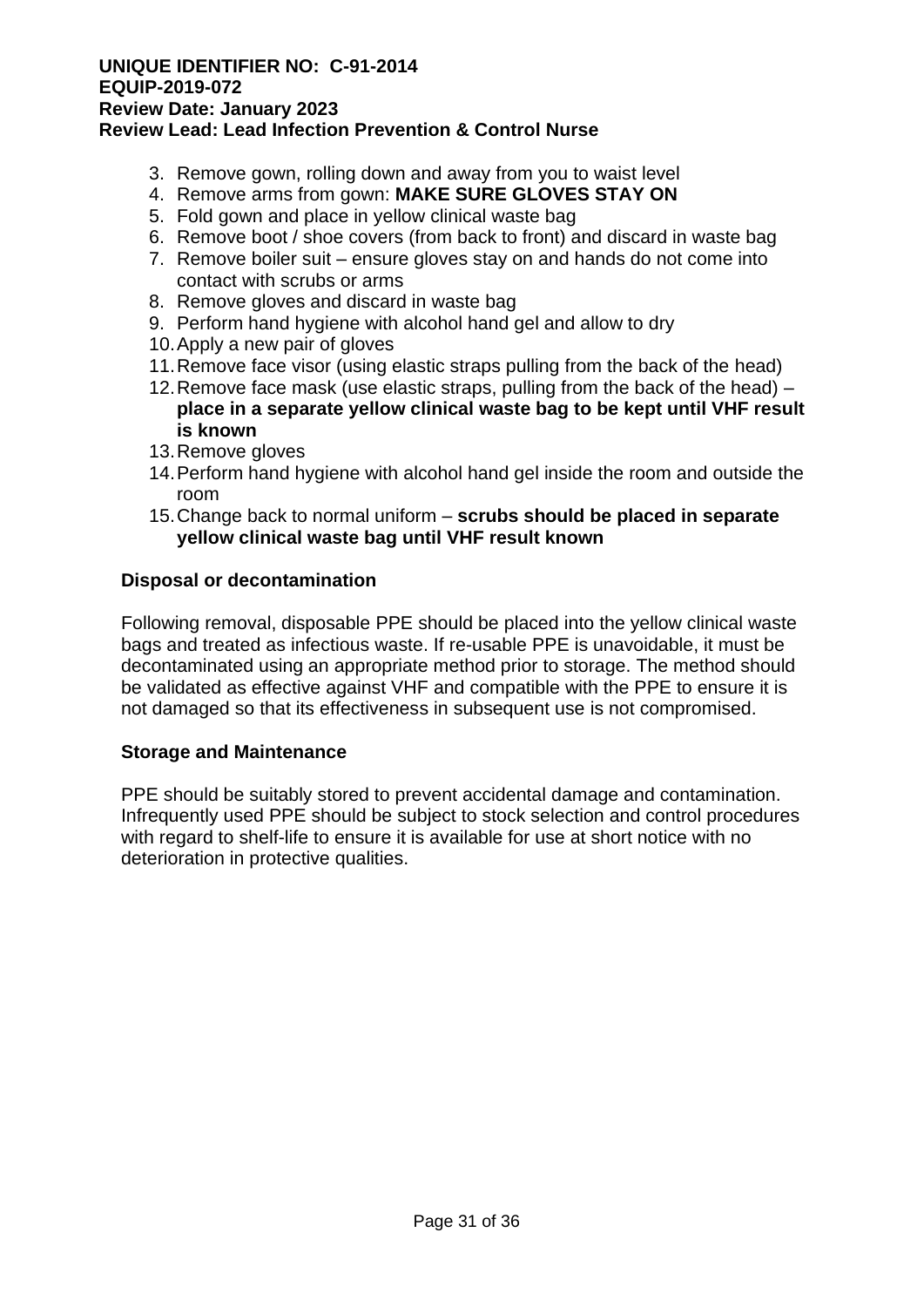3. Remove gown, rolling down and away from you to waist level
4. Remove arms from gown: **MAKE SURE GLOVES STAY ON**
5. Fold gown and place in yellow clinical waste bag
6. Remove boot / shoe covers (from back to front) and discard in waste bag
7. Remove boiler suit – ensure gloves stay on and hands do not come into contact with scrubs or arms
8. Remove gloves and discard in waste bag
9. Perform hand hygiene with alcohol hand gel and allow to dry
10. Apply a new pair of gloves
11. Remove face visor (using elastic straps pulling from the back of the head)
12. Remove face mask (use elastic straps, pulling from the back of the head) – **place in a separate yellow clinical waste bag to be kept until VHF result is known**
13. Remove gloves
14. Perform hand hygiene with alcohol hand gel inside the room and outside the room
15. Change back to normal uniform – **scrubs should be placed in separate yellow clinical waste bag until VHF result known**

**Disposal or decontamination**

Following removal, disposable PPE should be placed into the yellow clinical waste bags and treated as infectious waste. If re-usable PPE is unavoidable, it must be decontaminated using an appropriate method prior to storage. The method should be validated as effective against VHF and compatible with the PPE to ensure it is not damaged so that its effectiveness in subsequent use is not compromised.

**Storage and Maintenance**

PPE should be suitably stored to prevent accidental damage and contamination. Infrequently used PPE should be subject to stock selection and control procedures with regard to shelf-life to ensure it is available for use at short notice with no deterioration in protective qualities.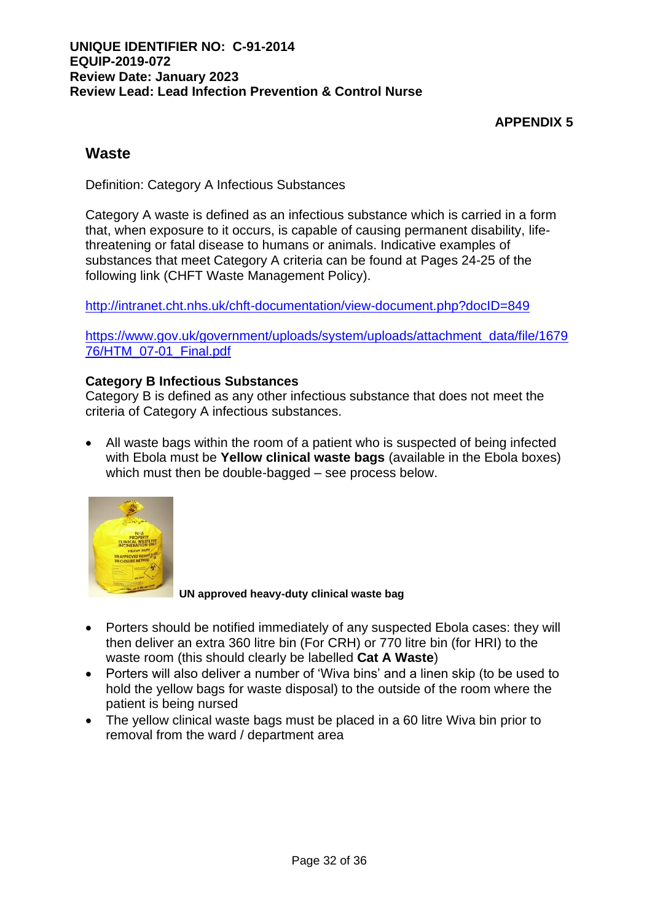**UNIQUE IDENTIFIER NO: C-91-2014**
**EQUIP-2019-072**
**Review Date: January 2023**
**Review Lead: Lead Infection Prevention & Control Nurse**

**APPENDIX 5**

## Waste

Definition: Category A Infectious Substances

Category A waste is defined as an infectious substance which is carried in a form that, when exposure to it occurs, is capable of causing permanent disability, life-threatening or fatal disease to humans or animals. Indicative examples of substances that meet Category A criteria can be found at Pages 24-25 of the following link (CHFT Waste Management Policy).

http://intranet.cht.nhs.uk/chft-documentation/view-document.php?docID=849

https://www.gov.uk/government/uploads/system/uploads/attachment_data/file/167976/HTM_07-01_Final.pdf

**Category B Infectious Substances**
Category B is defined as any other infectious substance that does not meet the criteria of Category A infectious substances.

- All waste bags within the room of a patient who is suspected of being infected with Ebola must be **Yellow clinical waste bags** (available in the Ebola boxes) which must then be double-bagged – see process below.

**UN approved heavy-duty clinical waste bag**

- Porters should be notified immediately of any suspected Ebola cases: they will then deliver an extra 360 litre bin (For CRH) or 770 litre bin (for HRI) to the waste room (this should clearly be labelled **Cat A Waste**)
- Porters will also deliver a number of 'Wiva bins' and a linen skip (to be used to hold the yellow bags for waste disposal) to the outside of the room where the patient is being nursed
- The yellow clinical waste bags must be placed in a 60 litre Wiva bin prior to removal from the ward / department area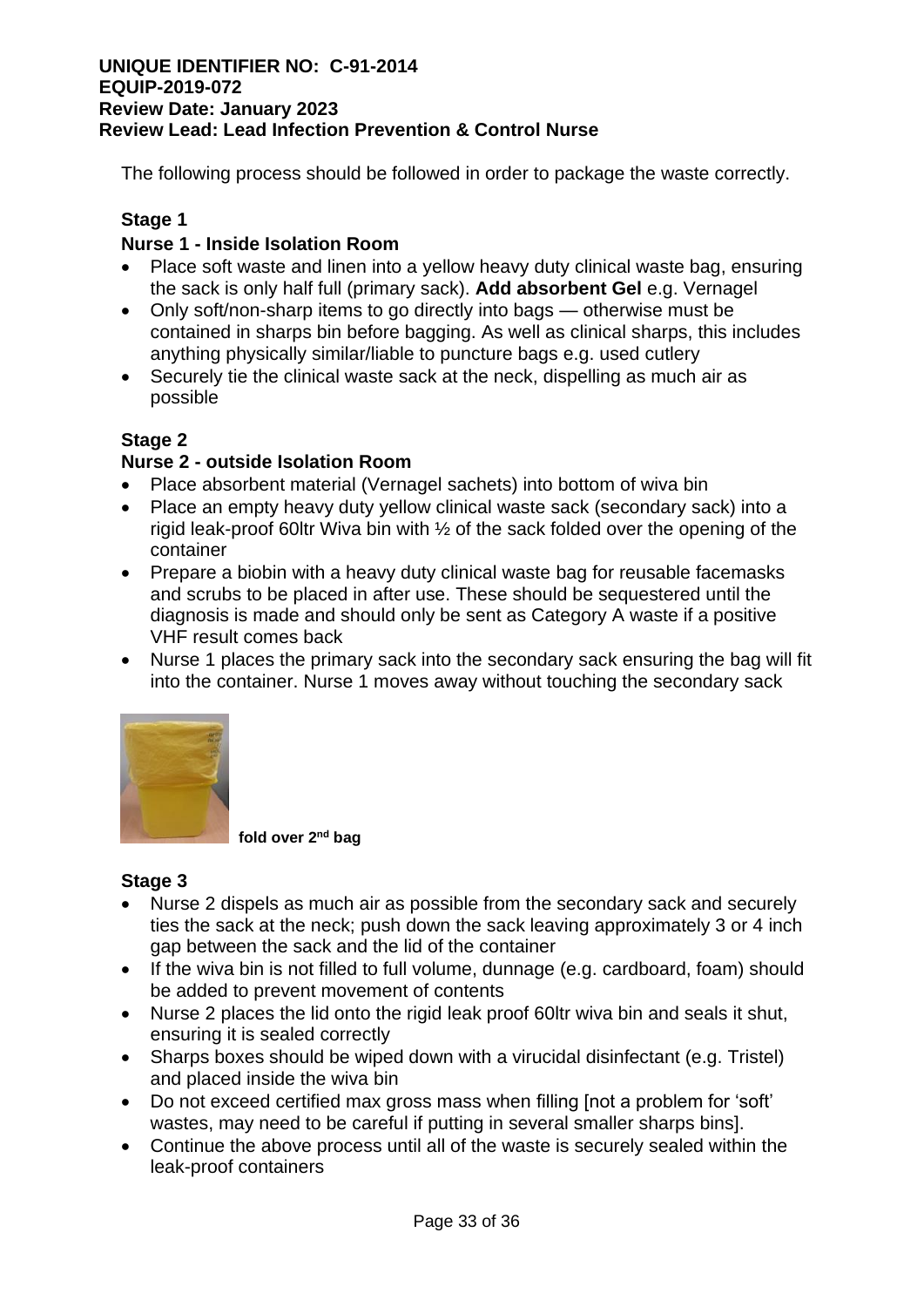The following process should be followed in order to package the waste correctly.

### Stage 1

**Nurse 1 - Inside Isolation Room**

- Place soft waste and linen into a yellow heavy duty clinical waste bag, ensuring the sack is only half full (primary sack). **Add absorbent Gel** e.g. Vernagel
- Only soft/non-sharp items to go directly into bags — otherwise must be contained in sharps bin before bagging. As well as clinical sharps, this includes anything physically similar/liable to puncture bags e.g. used cutlery
- Securely tie the clinical waste sack at the neck, dispelling as much air as possible

### Stage 2

**Nurse 2 - outside Isolation Room**

- Place absorbent material (Vernagel sachets) into bottom of wiva bin
- Place an empty heavy duty yellow clinical waste sack (secondary sack) into a rigid leak-proof 60ltr Wiva bin with ½ of the sack folded over the opening of the container
- Prepare a biobin with a heavy duty clinical waste bag for reusable facemasks and scrubs to be placed in after use. These should be sequestered until the diagnosis is made and should only be sent as Category A waste if a positive VHF result comes back
- Nurse 1 places the primary sack into the secondary sack ensuring the bag will fit into the container. Nurse 1 moves away without touching the secondary sack

**fold over 2nd bag**

### Stage 3

- Nurse 2 dispels as much air as possible from the secondary sack and securely ties the sack at the neck; push down the sack leaving approximately 3 or 4 inch gap between the sack and the lid of the container
- If the wiva bin is not filled to full volume, dunnage (e.g. cardboard, foam) should be added to prevent movement of contents
- Nurse 2 places the lid onto the rigid leak proof 60ltr wiva bin and seals it shut, ensuring it is sealed correctly
- Sharps boxes should be wiped down with a virucidal disinfectant (e.g. Tristel) and placed inside the wiva bin
- Do not exceed certified max gross mass when filling [not a problem for 'soft' wastes, may need to be careful if putting in several smaller sharps bins].
- Continue the above process until all of the waste is securely sealed within the leak-proof containers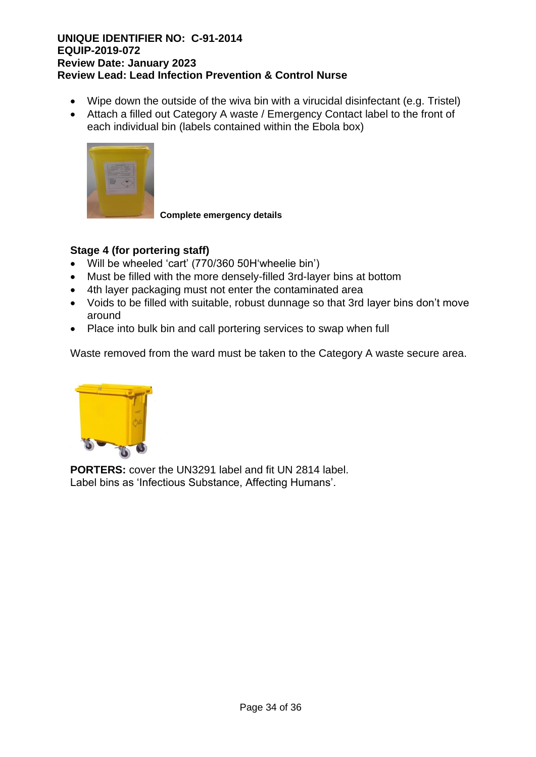- Wipe down the outside of the wiva bin with a virucidal disinfectant (e.g. Tristel)
- Attach a filled out Category A waste / Emergency Contact label to the front of each individual bin (labels contained within the Ebola box)

**Complete emergency details**

### Stage 4 (for portering staff)

- Will be wheeled ‘cart’ (770/360 50H‘wheelie bin’)
- Must be filled with the more densely-filled 3rd-layer bins at bottom
- 4th layer packaging must not enter the contaminated area
- Voids to be filled with suitable, robust dunnage so that 3rd layer bins don’t move around
- Place into bulk bin and call portering services to swap when full

Waste removed from the ward must be taken to the Category A waste secure area.

**PORTERS:** cover the UN3291 label and fit UN 2814 label.
Label bins as ‘Infectious Substance, Affecting Humans’.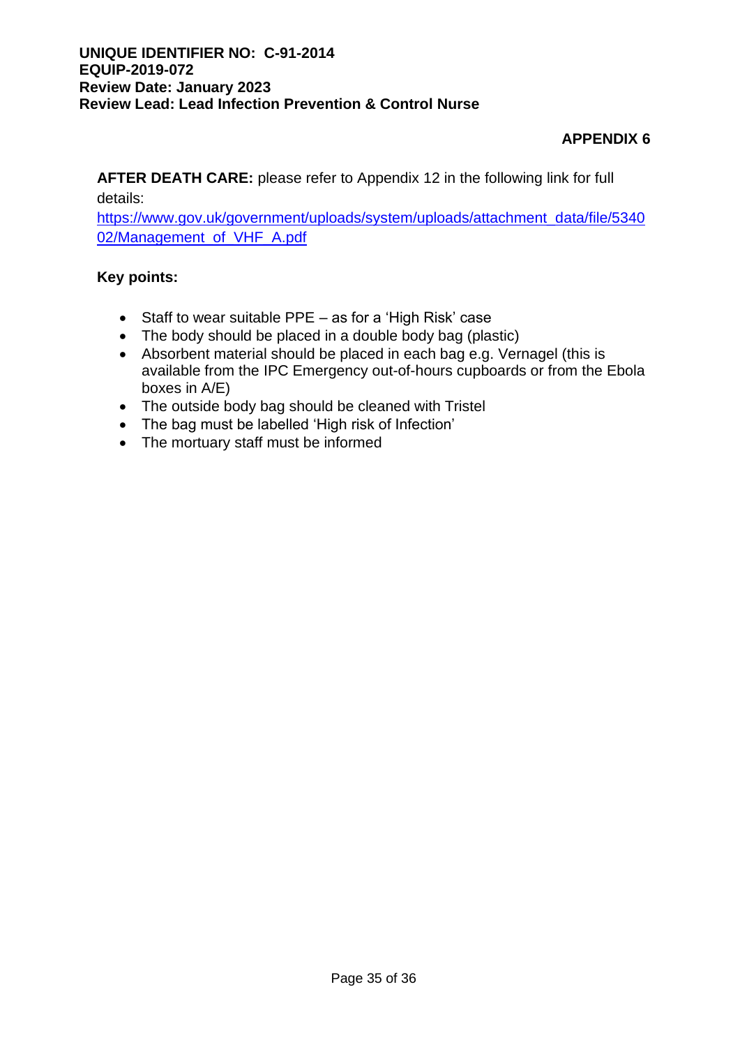**APPENDIX 6**

**AFTER DEATH CARE:** please refer to Appendix 12 in the following link for full details:
https://www.gov.uk/government/uploads/system/uploads/attachment_data/file/534002/Management_of_VHF_A.pdf

**Key points:**

- Staff to wear suitable PPE – as for a 'High Risk' case
- The body should be placed in a double body bag (plastic)
- Absorbent material should be placed in each bag e.g. Vernagel (this is available from the IPC Emergency out-of-hours cupboards or from the Ebola boxes in A/E)
- The outside body bag should be cleaned with Tristel
- The bag must be labelled 'High risk of Infection'
- The mortuary staff must be informed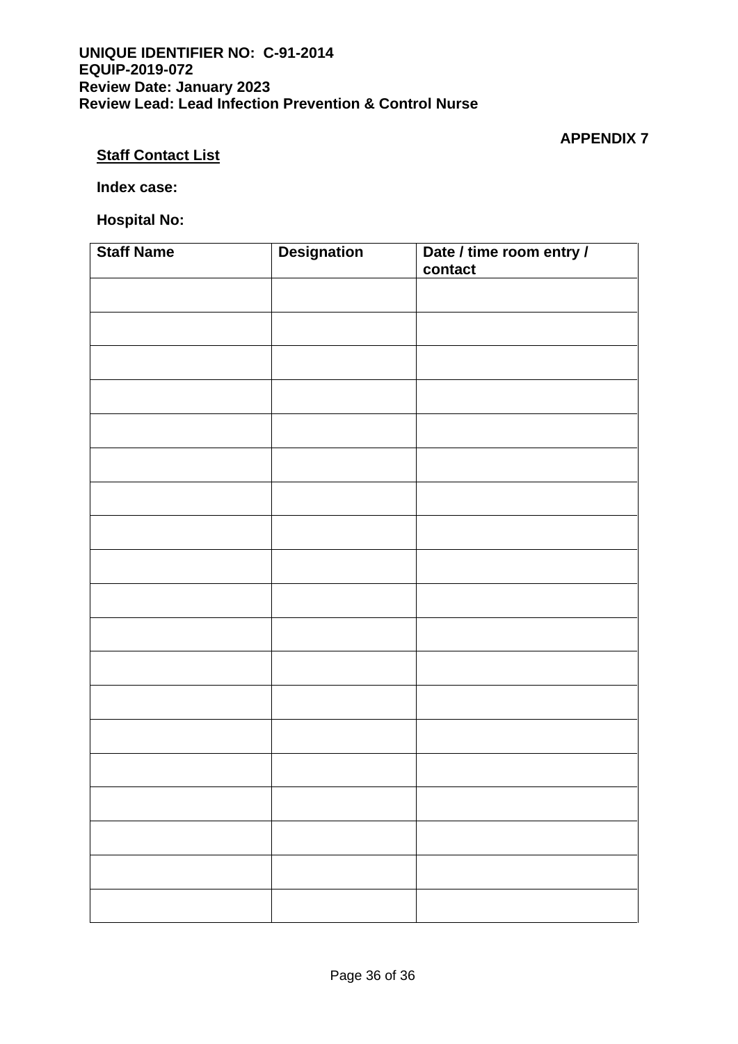**APPENDIX 7**

**Staff Contact List**

**Index case:**

**Hospital No:**

| Staff Name | Designation | Date / time room entry / contact |
|---|---|---|
| | | |
| | | |
| | | |
| | | |
| | | |
| | | |
| | | |
| | | |
| | | |
| | | |
| | | |
| | | |
| | | |
| | | |
| | | |
| | | |
| | | |
| | | |
| | | |